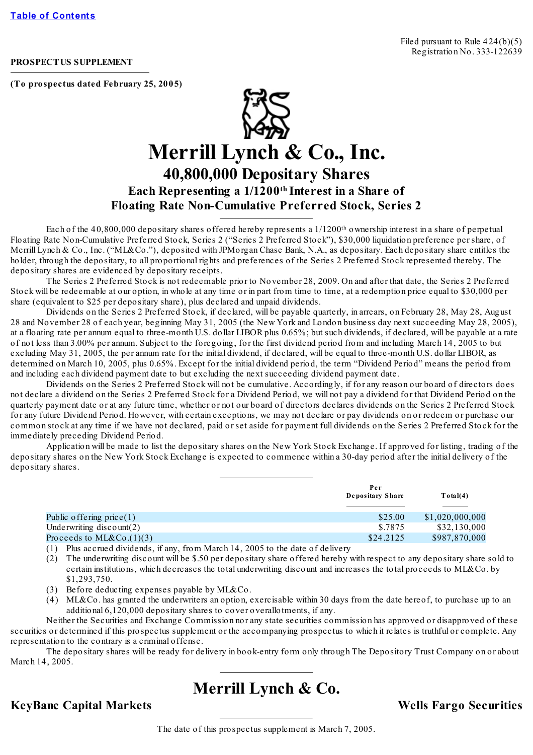Filed pursuant to Rule 424(b)(5)
Registration No. 333-122639

**PROSPECTUS SUPPLEMENT**

**(To prospectus dated February 25, 2005)**

# Merrill Lynch & Co., Inc.

## 40,800,000 Depositary Shares

### Each Representing a 1/1200th Interest in a Share of Floating Rate Non-Cumulative Preferred Stock, Series 2

Each of the 40,800,000 depositary shares offered hereby represents a 1/1200th ownership interest in a share of perpetual Floating Rate Non-Cumulative Preferred Stock, Series 2 ("Series 2 Preferred Stock"), $30,000 liquidation preference per share, of Merrill Lynch & Co., Inc. ("ML&Co."), deposited with JPMorgan Chase Bank, N.A., as depositary. Each depositary share entitles the holder, through the depositary, to all proportional rights and preferences of the Series 2 Preferred Stock represented thereby. The depositary shares are evidenced by depositary receipts.

The Series 2 Preferred Stock is not redeemable prior to November 28, 2009. On and after that date, the Series 2 Preferred Stock will be redeemable at our option, in whole at any time or in part from time to time, at a redemption price equal to $30,000 per share (equivalent to $25 per depositary share), plus declared and unpaid dividends.

Dividends on the Series 2 Preferred Stock, if declared, will be payable quarterly, in arrears, on February 28, May 28, August 28 and November 28 of each year, beginning May 31, 2005 (the New York and London business day next succeeding May 28, 2005), at a floating rate per annum equal to three-month U.S. dollar LIBOR plus 0.65%; but such dividends, if declared, will be payable at a rate of not less than 3.00% per annum. Subject to the foregoing, for the first dividend period from and including March 14, 2005 to but excluding May 31, 2005, the per annum rate for the initial dividend, if declared, will be equal to three-month U.S. dollar LIBOR, as determined on March 10, 2005, plus 0.65%. Except for the initial dividend period, the term "Dividend Period" means the period from and including each dividend payment date to but excluding the next succeeding dividend payment date.

Dividends on the Series 2 Preferred Stock will not be cumulative. Accordingly, if for any reason our board of directors does not declare a dividend on the Series 2 Preferred Stock for a Dividend Period, we will not pay a dividend for that Dividend Period on the quarterly payment date or at any future time, whether or not our board of directors declares dividends on the Series 2 Preferred Stock for any future Dividend Period. However, with certain exceptions, we may not declare or pay dividends on or redeem or purchase our common stock at any time if we have not declared, paid or set aside for payment full dividends on the Series 2 Preferred Stock for the immediately preceding Dividend Period.

Application will be made to list the depositary shares on the New York Stock Exchange. If approved for listing, trading of the depositary shares on the New York Stock Exchange is expected to commence within a 30-day period after the initial delivery of the depositary shares.

| | Per Depositary Share | Total(4) |
|---|---|---|
| Public offering price(1) | $25.00 | $1,020,000,000 |
| Underwriting discount(2) | $.7875 | $32,130,000 |
| Proceeds to ML&Co.(1)(3) | $24.2125 | $987,870,000 |

(1) Plus accrued dividends, if any, from March 14, 2005 to the date of delivery
(2) The underwriting discount will be $.50 per depositary share offered hereby with respect to any depositary share sold to certain institutions, which decreases the total underwriting discount and increases the total proceeds to ML&Co. by $1,293,750.
(3) Before deducting expenses payable by ML&Co.
(4) ML&Co. has granted the underwriters an option, exercisable within 30 days from the date hereof, to purchase up to an additional 6,120,000 depositary shares to cover overallotments, if any.

Neither the Securities and Exchange Commission nor any state securities commission has approved or disapproved of these securities or determined if this prospectus supplement or the accompanying prospectus to which it relates is truthful or complete. Any representation to the contrary is a criminal offense.

The depositary shares will be ready for delivery in book-entry form only through The Depository Trust Company on or about March 14, 2005.

## Merrill Lynch & Co.

**KeyBanc Capital Markets** **Wells Fargo Securities**

The date of this prospectus supplement is March 7, 2005.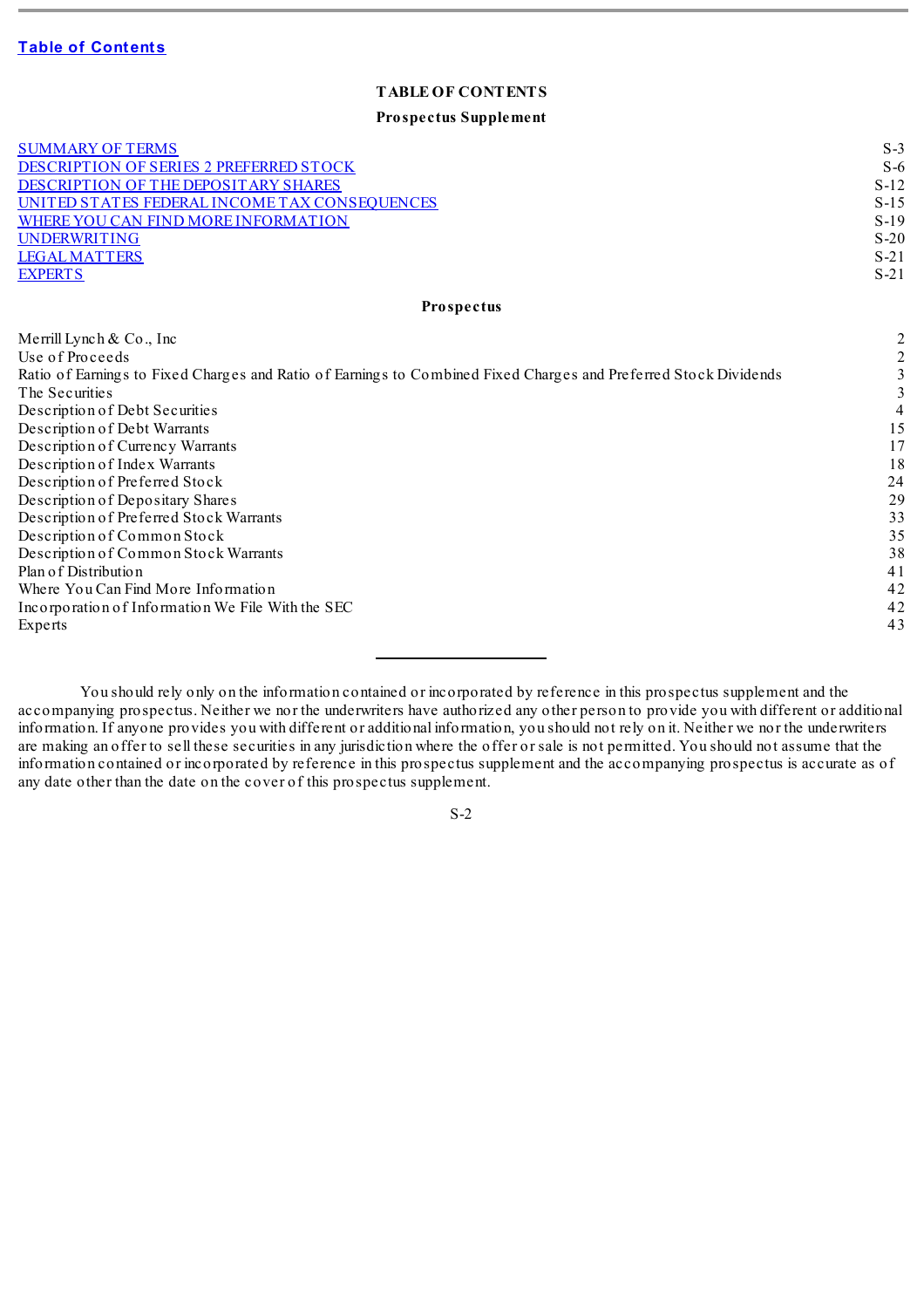Table of Contents

# TABLE OF CONTENTS

## Prospectus Supplement

| | |
|---|---|
| SUMMARY OF TERMS | S-3 |
| DESCRIPTION OF SERIES 2 PREFERRED STOCK | S-6 |
| DESCRIPTION OF THE DEPOSITARY SHARES | S-12 |
| UNITED STATES FEDERAL INCOME TAX CONSEQUENCES | S-15 |
| WHERE YOU CAN FIND MORE INFORMATION | S-19 |
| UNDERWRITING | S-20 |
| LEGAL MATTERS | S-21 |
| EXPERTS | S-21 |

## Prospectus

| | |
|---|---|
| Merrill Lynch & Co., Inc | 2 |
| Use of Proceeds | 2 |
| Ratio of Earnings to Fixed Charges and Ratio of Earnings to Combined Fixed Charges and Preferred Stock Dividends | 3 |
| The Securities | 3 |
| Description of Debt Securities | 4 |
| Description of Debt Warrants | 15 |
| Description of Currency Warrants | 17 |
| Description of Index Warrants | 18 |
| Description of Preferred Stock | 24 |
| Description of Depositary Shares | 29 |
| Description of Preferred Stock Warrants | 33 |
| Description of Common Stock | 35 |
| Description of Common Stock Warrants | 38 |
| Plan of Distribution | 41 |
| Where You Can Find More Information | 42 |
| Incorporation of Information We File With the SEC | 42 |
| Experts | 43 |

---

You should rely only on the information contained or incorporated by reference in this prospectus supplement and the accompanying prospectus. Neither we nor the underwriters have authorized any other person to provide you with different or additional information. If anyone provides you with different or additional information, you should not rely on it. Neither we nor the underwriters are making an offer to sell these securities in any jurisdiction where the offer or sale is not permitted. You should not assume that the information contained or incorporated by reference in this prospectus supplement and the accompanying prospectus is accurate as of any date other than the date on the cover of this prospectus supplement.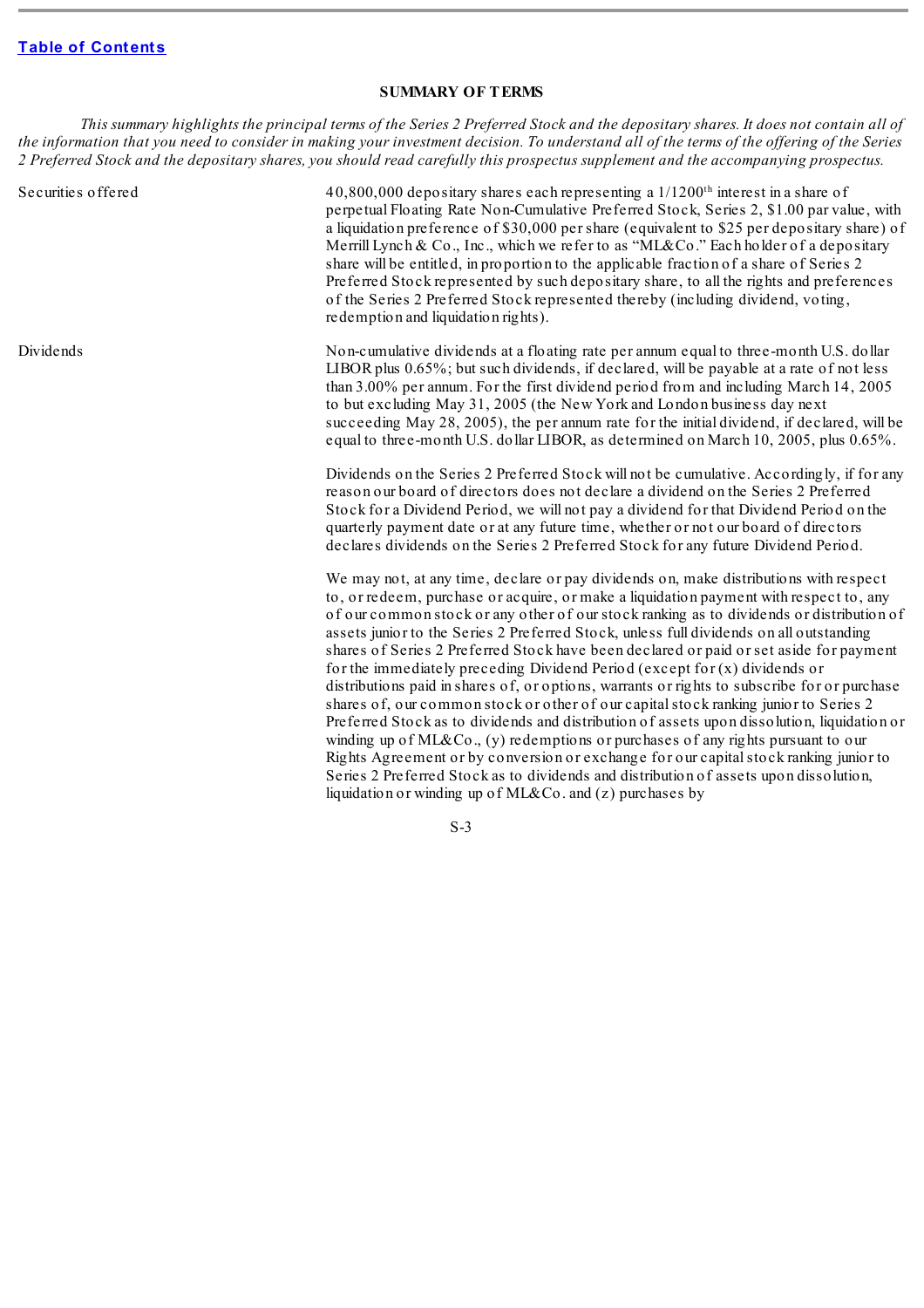[Table of Contents](#)

**SUMMARY OF TERMS**

*This summary highlights the principal terms of the Series 2 Preferred Stock and the depositary shares. It does not contain all of the information that you need to consider in making your investment decision. To understand all of the terms of the offering of the Series 2 Preferred Stock and the depositary shares, you should read carefully this prospectus supplement and the accompanying prospectus.*

| | |
|---|---|
| Securities offered | 40,800,000 depositary shares each representing a 1/1200th interest in a share of perpetual Floating Rate Non-Cumulative Preferred Stock, Series 2, $1.00 par value, with a liquidation preference of $30,000 per share (equivalent to $25 per depositary share) of Merrill Lynch & Co., Inc., which we refer to as "ML&Co." Each holder of a depositary share will be entitled, in proportion to the applicable fraction of a share of Series 2 Preferred Stock represented by such depositary share, to all the rights and preferences of the Series 2 Preferred Stock represented thereby (including dividend, voting, redemption and liquidation rights). |
| Dividends | Non-cumulative dividends at a floating rate per annum equal to three-month U.S. dollar LIBOR plus 0.65%; but such dividends, if declared, will be payable at a rate of not less than 3.00% per annum. For the first dividend period from and including March 14, 2005 to but excluding May 31, 2005 (the New York and London business day next succeeding May 28, 2005), the per annum rate for the initial dividend, if declared, will be equal to three-month U.S. dollar LIBOR, as determined on March 10, 2005, plus 0.65%.<br><br>Dividends on the Series 2 Preferred Stock will not be cumulative. Accordingly, if for any reason our board of directors does not declare a dividend on the Series 2 Preferred Stock for a Dividend Period, we will not pay a dividend for that Dividend Period on the quarterly payment date or at any future time, whether or not our board of directors declares dividends on the Series 2 Preferred Stock for any future Dividend Period.<br><br>We may not, at any time, declare or pay dividends on, make distributions with respect to, or redeem, purchase or acquire, or make a liquidation payment with respect to, any of our common stock or any other of our stock ranking as to dividends or distribution of assets junior to the Series 2 Preferred Stock, unless full dividends on all outstanding shares of Series 2 Preferred Stock have been declared or paid or set aside for payment for the immediately preceding Dividend Period (except for (x) dividends or distributions paid in shares of, or options, warrants or rights to subscribe for or purchase shares of, our common stock or other of our capital stock ranking junior to Series 2 Preferred Stock as to dividends and distribution of assets upon dissolution, liquidation or winding up of ML&Co., (y) redemptions or purchases of any rights pursuant to our Rights Agreement or by conversion or exchange for our capital stock ranking junior to Series 2 Preferred Stock as to dividends and distribution of assets upon dissolution, liquidation or winding up of ML&Co. and (z) purchases by |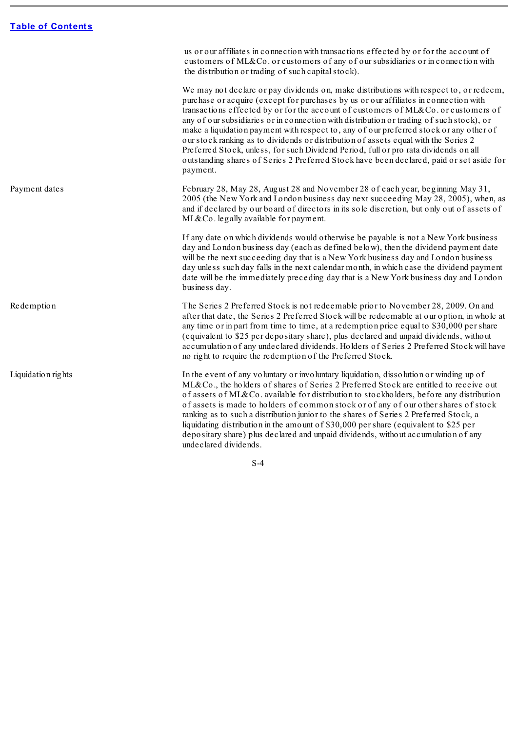| | |
|---|---|
| | us or our affiliates in connection with transactions effected by or for the account of customers of ML&Co. or customers of any of our subsidiaries or in connection with the distribution or trading of such capital stock). |
| | We may not declare or pay dividends on, make distributions with respect to, or redeem, purchase or acquire (except for purchases by us or our affiliates in connection with transactions effected by or for the account of customers of ML&Co. or customers of any of our subsidiaries or in connection with distribution or trading of such stock), or make a liquidation payment with respect to, any of our preferred stock or any other of our stock ranking as to dividends or distribution of assets equal with the Series 2 Preferred Stock, unless, for such Dividend Period, full or pro rata dividends on all outstanding shares of Series 2 Preferred Stock have been declared, paid or set aside for payment. |
| Payment dates | February 28, May 28, August 28 and November 28 of each year, beginning May 31, 2005 (the New York and London business day next succeeding May 28, 2005), when, as and if declared by our board of directors in its sole discretion, but only out of assets of ML&Co. legally available for payment. |
| | If any date on which dividends would otherwise be payable is not a New York business day and London business day (each as defined below), then the dividend payment date will be the next succeeding day that is a New York business day and London business day unless such day falls in the next calendar month, in which case the dividend payment date will be the immediately preceding day that is a New York business day and London business day. |
| Redemption | The Series 2 Preferred Stock is not redeemable prior to November 28, 2009. On and after that date, the Series 2 Preferred Stock will be redeemable at our option, in whole at any time or in part from time to time, at a redemption price equal to $30,000 per share (equivalent to $25 per depositary share), plus declared and unpaid dividends, without accumulation of any undeclared dividends. Holders of Series 2 Preferred Stock will have no right to require the redemption of the Preferred Stock. |
| Liquidation rights | In the event of any voluntary or involuntary liquidation, dissolution or winding up of ML&Co., the holders of shares of Series 2 Preferred Stock are entitled to receive out of assets of ML&Co. available for distribution to stockholders, before any distribution of assets is made to holders of common stock or of any of our other shares of stock ranking as to such a distribution junior to the shares of Series 2 Preferred Stock, a liquidating distribution in the amount of $30,000 per share (equivalent to $25 per depositary share) plus declared and unpaid dividends, without accumulation of any undeclared dividends. |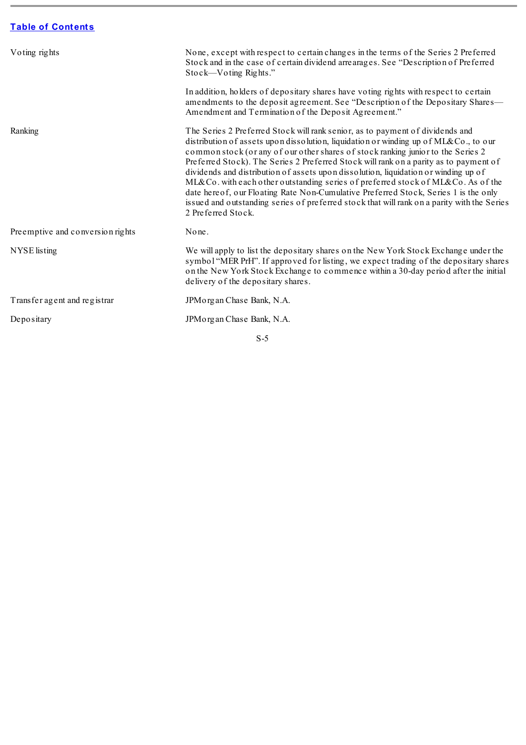[Table of Contents](#)

| | |
|---|---|
| Voting rights | None, except with respect to certain changes in the terms of the Series 2 Preferred Stock and in the case of certain dividend arrearages. See "Description of Preferred Stock—Voting Rights."<br><br>In addition, holders of depositary shares have voting rights with respect to certain amendments to the deposit agreement. See "Description of the Depositary Shares—Amendment and Termination of the Deposit Agreement." |
| Ranking | The Series 2 Preferred Stock will rank senior, as to payment of dividends and distribution of assets upon dissolution, liquidation or winding up of ML&Co., to our common stock (or any of our other shares of stock ranking junior to the Series 2 Preferred Stock). The Series 2 Preferred Stock will rank on a parity as to payment of dividends and distribution of assets upon dissolution, liquidation or winding up of ML&Co. with each other outstanding series of preferred stock of ML&Co. As of the date hereof, our Floating Rate Non-Cumulative Preferred Stock, Series 1 is the only issued and outstanding series of preferred stock that will rank on a parity with the Series 2 Preferred Stock. |
| Preemptive and conversion rights | None. |
| NYSE listing | We will apply to list the depositary shares on the New York Stock Exchange under the symbol "MER PrH". If approved for listing, we expect trading of the depositary shares on the New York Stock Exchange to commence within a 30-day period after the initial delivery of the depositary shares. |
| Transfer agent and registrar | JPMorgan Chase Bank, N.A. |
| Depositary | JPMorgan Chase Bank, N.A. |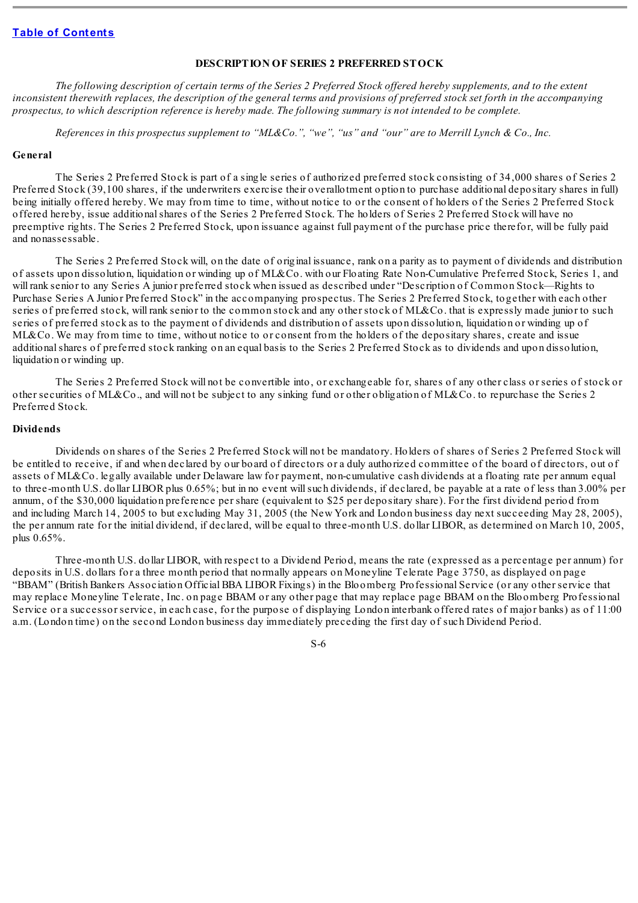[Table of Contents](#)

## DESCRIPTION OF SERIES 2 PREFERRED STOCK

*The following description of certain terms of the Series 2 Preferred Stock offered hereby supplements, and to the extent inconsistent therewith replaces, the description of the general terms and provisions of preferred stock set forth in the accompanying prospectus, to which description reference is hereby made. The following summary is not intended to be complete.*

*References in this prospectus supplement to "ML&Co.", "we", "us" and "our" are to Merrill Lynch & Co., Inc.*

### General

The Series 2 Preferred Stock is part of a single series of authorized preferred stock consisting of 34,000 shares of Series 2 Preferred Stock (39,100 shares, if the underwriters exercise their overallotment option to purchase additional depositary shares in full) being initially offered hereby. We may from time to time, without notice to or the consent of holders of the Series 2 Preferred Stock offered hereby, issue additional shares of the Series 2 Preferred Stock. The holders of Series 2 Preferred Stock will have no preemptive rights. The Series 2 Preferred Stock, upon issuance against full payment of the purchase price therefor, will be fully paid and nonassessable.

The Series 2 Preferred Stock will, on the date of original issuance, rank on a parity as to payment of dividends and distribution of assets upon dissolution, liquidation or winding up of ML&Co. with our Floating Rate Non-Cumulative Preferred Stock, Series 1, and will rank senior to any Series A junior preferred stock when issued as described under "Description of Common Stock—Rights to Purchase Series A Junior Preferred Stock" in the accompanying prospectus. The Series 2 Preferred Stock, together with each other series of preferred stock, will rank senior to the common stock and any other stock of ML&Co. that is expressly made junior to such series of preferred stock as to the payment of dividends and distribution of assets upon dissolution, liquidation or winding up of ML&Co. We may from time to time, without notice to or consent from the holders of the depositary shares, create and issue additional shares of preferred stock ranking on an equal basis to the Series 2 Preferred Stock as to dividends and upon dissolution, liquidation or winding up.

The Series 2 Preferred Stock will not be convertible into, or exchangeable for, shares of any other class or series of stock or other securities of ML&Co., and will not be subject to any sinking fund or other obligation of ML&Co. to repurchase the Series 2 Preferred Stock.

### Dividends

Dividends on shares of the Series 2 Preferred Stock will not be mandatory. Holders of shares of Series 2 Preferred Stock will be entitled to receive, if and when declared by our board of directors or a duly authorized committee of the board of directors, out of assets of ML&Co. legally available under Delaware law for payment, non-cumulative cash dividends at a floating rate per annum equal to three-month U.S. dollar LIBOR plus 0.65%; but in no event will such dividends, if declared, be payable at a rate of less than 3.00% per annum, of the $30,000 liquidation preference per share (equivalent to $25 per depositary share). For the first dividend period from and including March 14, 2005 to but excluding May 31, 2005 (the New York and London business day next succeeding May 28, 2005), the per annum rate for the initial dividend, if declared, will be equal to three-month U.S. dollar LIBOR, as determined on March 10, 2005, plus 0.65%.

Three-month U.S. dollar LIBOR, with respect to a Dividend Period, means the rate (expressed as a percentage per annum) for deposits in U.S. dollars for a three month period that normally appears on Moneyline Telerate Page 3750, as displayed on page "BBAM" (British Bankers Association Official BBA LIBOR Fixings) in the Bloomberg Professional Service (or any other service that may replace Moneyline Telerate, Inc. on page BBAM or any other page that may replace page BBAM on the Bloomberg Professional Service or a successor service, in each case, for the purpose of displaying London interbank offered rates of major banks) as of 11:00 a.m. (London time) on the second London business day immediately preceding the first day of such Dividend Period.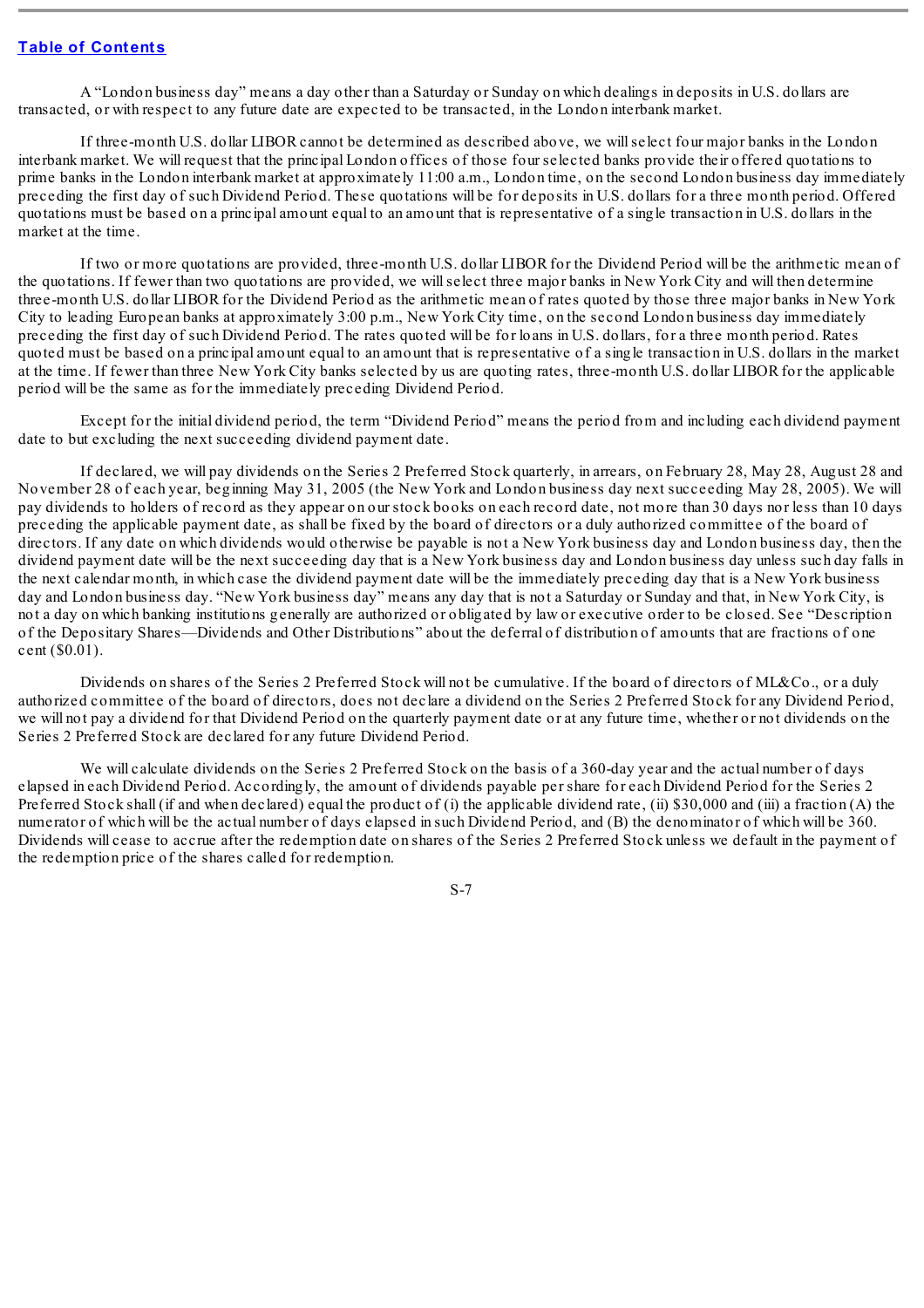A "London business day" means a day other than a Saturday or Sunday on which dealings in deposits in U.S. dollars are transacted, or with respect to any future date are expected to be transacted, in the London interbank market.

If three-month U.S. dollar LIBOR cannot be determined as described above, we will select four major banks in the London interbank market. We will request that the principal London offices of those four selected banks provide their offered quotations to prime banks in the London interbank market at approximately 11:00 a.m., London time, on the second London business day immediately preceding the first day of such Dividend Period. These quotations will be for deposits in U.S. dollars for a three month period. Offered quotations must be based on a principal amount equal to an amount that is representative of a single transaction in U.S. dollars in the market at the time.

If two or more quotations are provided, three-month U.S. dollar LIBOR for the Dividend Period will be the arithmetic mean of the quotations. If fewer than two quotations are provided, we will select three major banks in New York City and will then determine three-month U.S. dollar LIBOR for the Dividend Period as the arithmetic mean of rates quoted by those three major banks in New York City to leading European banks at approximately 3:00 p.m., New York City time, on the second London business day immediately preceding the first day of such Dividend Period. The rates quoted will be for loans in U.S. dollars, for a three month period. Rates quoted must be based on a principal amount equal to an amount that is representative of a single transaction in U.S. dollars in the market at the time. If fewer than three New York City banks selected by us are quoting rates, three-month U.S. dollar LIBOR for the applicable period will be the same as for the immediately preceding Dividend Period.

Except for the initial dividend period, the term "Dividend Period" means the period from and including each dividend payment date to but excluding the next succeeding dividend payment date.

If declared, we will pay dividends on the Series 2 Preferred Stock quarterly, in arrears, on February 28, May 28, August 28 and November 28 of each year, beginning May 31, 2005 (the New York and London business day next succeeding May 28, 2005). We will pay dividends to holders of record as they appear on our stock books on each record date, not more than 30 days nor less than 10 days preceding the applicable payment date, as shall be fixed by the board of directors or a duly authorized committee of the board of directors. If any date on which dividends would otherwise be payable is not a New York business day and London business day, then the dividend payment date will be the next succeeding day that is a New York business day and London business day unless such day falls in the next calendar month, in which case the dividend payment date will be the immediately preceding day that is a New York business day and London business day. "New York business day" means any day that is not a Saturday or Sunday and that, in New York City, is not a day on which banking institutions generally are authorized or obligated by law or executive order to be closed. See "Description of the Depositary Shares—Dividends and Other Distributions" about the deferral of distribution of amounts that are fractions of one cent ($0.01).

Dividends on shares of the Series 2 Preferred Stock will not be cumulative. If the board of directors of ML&Co., or a duly authorized committee of the board of directors, does not declare a dividend on the Series 2 Preferred Stock for any Dividend Period, we will not pay a dividend for that Dividend Period on the quarterly payment date or at any future time, whether or not dividends on the Series 2 Preferred Stock are declared for any future Dividend Period.

We will calculate dividends on the Series 2 Preferred Stock on the basis of a 360-day year and the actual number of days elapsed in each Dividend Period. Accordingly, the amount of dividends payable per share for each Dividend Period for the Series 2 Preferred Stock shall (if and when declared) equal the product of (i) the applicable dividend rate, (ii) $30,000 and (iii) a fraction (A) the numerator of which will be the actual number of days elapsed in such Dividend Period, and (B) the denominator of which will be 360. Dividends will cease to accrue after the redemption date on shares of the Series 2 Preferred Stock unless we default in the payment of the redemption price of the shares called for redemption.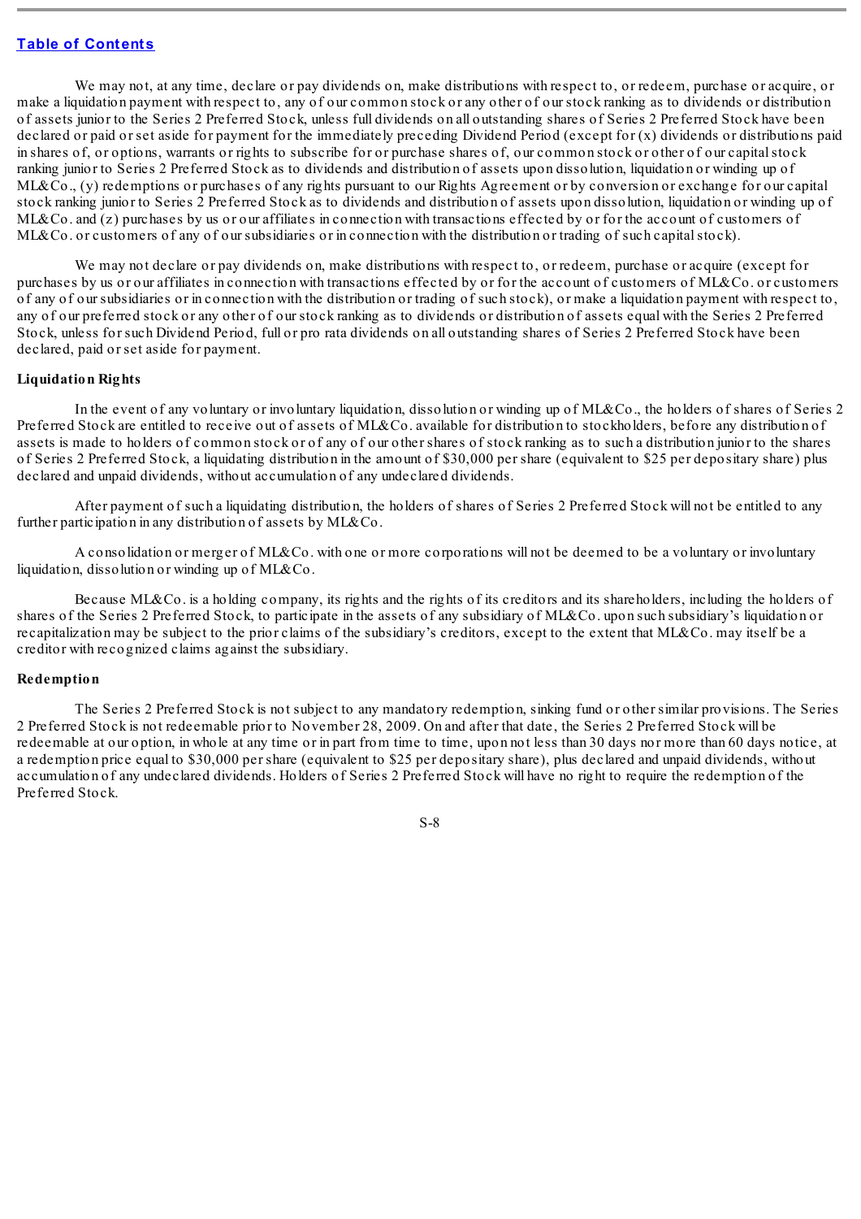We may not, at any time, declare or pay dividends on, make distributions with respect to, or redeem, purchase or acquire, or make a liquidation payment with respect to, any of our common stock or any other of our stock ranking as to dividends or distribution of assets junior to the Series 2 Preferred Stock, unless full dividends on all outstanding shares of Series 2 Preferred Stock have been declared or paid or set aside for payment for the immediately preceding Dividend Period (except for (x) dividends or distributions paid in shares of, or options, warrants or rights to subscribe for or purchase shares of, our common stock or other of our capital stock ranking junior to Series 2 Preferred Stock as to dividends and distribution of assets upon dissolution, liquidation or winding up of ML&Co., (y) redemptions or purchases of any rights pursuant to our Rights Agreement or by conversion or exchange for our capital stock ranking junior to Series 2 Preferred Stock as to dividends and distribution of assets upon dissolution, liquidation or winding up of ML&Co. and (z) purchases by us or our affiliates in connection with transactions effected by or for the account of customers of ML&Co. or customers of any of our subsidiaries or in connection with the distribution or trading of such capital stock).

We may not declare or pay dividends on, make distributions with respect to, or redeem, purchase or acquire (except for purchases by us or our affiliates in connection with transactions effected by or for the account of customers of ML&Co. or customers of any of our subsidiaries or in connection with the distribution or trading of such stock), or make a liquidation payment with respect to, any of our preferred stock or any other of our stock ranking as to dividends or distribution of assets equal with the Series 2 Preferred Stock, unless for such Dividend Period, full or pro rata dividends on all outstanding shares of Series 2 Preferred Stock have been declared, paid or set aside for payment.

**Liquidation Rights**

In the event of any voluntary or involuntary liquidation, dissolution or winding up of ML&Co., the holders of shares of Series 2 Preferred Stock are entitled to receive out of assets of ML&Co. available for distribution to stockholders, before any distribution of assets is made to holders of common stock or of any of our other shares of stock ranking as to such a distribution junior to the shares of Series 2 Preferred Stock, a liquidating distribution in the amount of $30,000 per share (equivalent to $25 per depositary share) plus declared and unpaid dividends, without accumulation of any undeclared dividends.

After payment of such a liquidating distribution, the holders of shares of Series 2 Preferred Stock will not be entitled to any further participation in any distribution of assets by ML&Co.

A consolidation or merger of ML&Co. with one or more corporations will not be deemed to be a voluntary or involuntary liquidation, dissolution or winding up of ML&Co.

Because ML&Co. is a holding company, its rights and the rights of its creditors and its shareholders, including the holders of shares of the Series 2 Preferred Stock, to participate in the assets of any subsidiary of ML&Co. upon such subsidiary's liquidation or recapitalization may be subject to the prior claims of the subsidiary's creditors, except to the extent that ML&Co. may itself be a creditor with recognized claims against the subsidiary.

**Redemption**

The Series 2 Preferred Stock is not subject to any mandatory redemption, sinking fund or other similar provisions. The Series 2 Preferred Stock is not redeemable prior to November 28, 2009. On and after that date, the Series 2 Preferred Stock will be redeemable at our option, in whole at any time or in part from time to time, upon not less than 30 days nor more than 60 days notice, at a redemption price equal to $30,000 per share (equivalent to $25 per depositary share), plus declared and unpaid dividends, without accumulation of any undeclared dividends. Holders of Series 2 Preferred Stock will have no right to require the redemption of the Preferred Stock.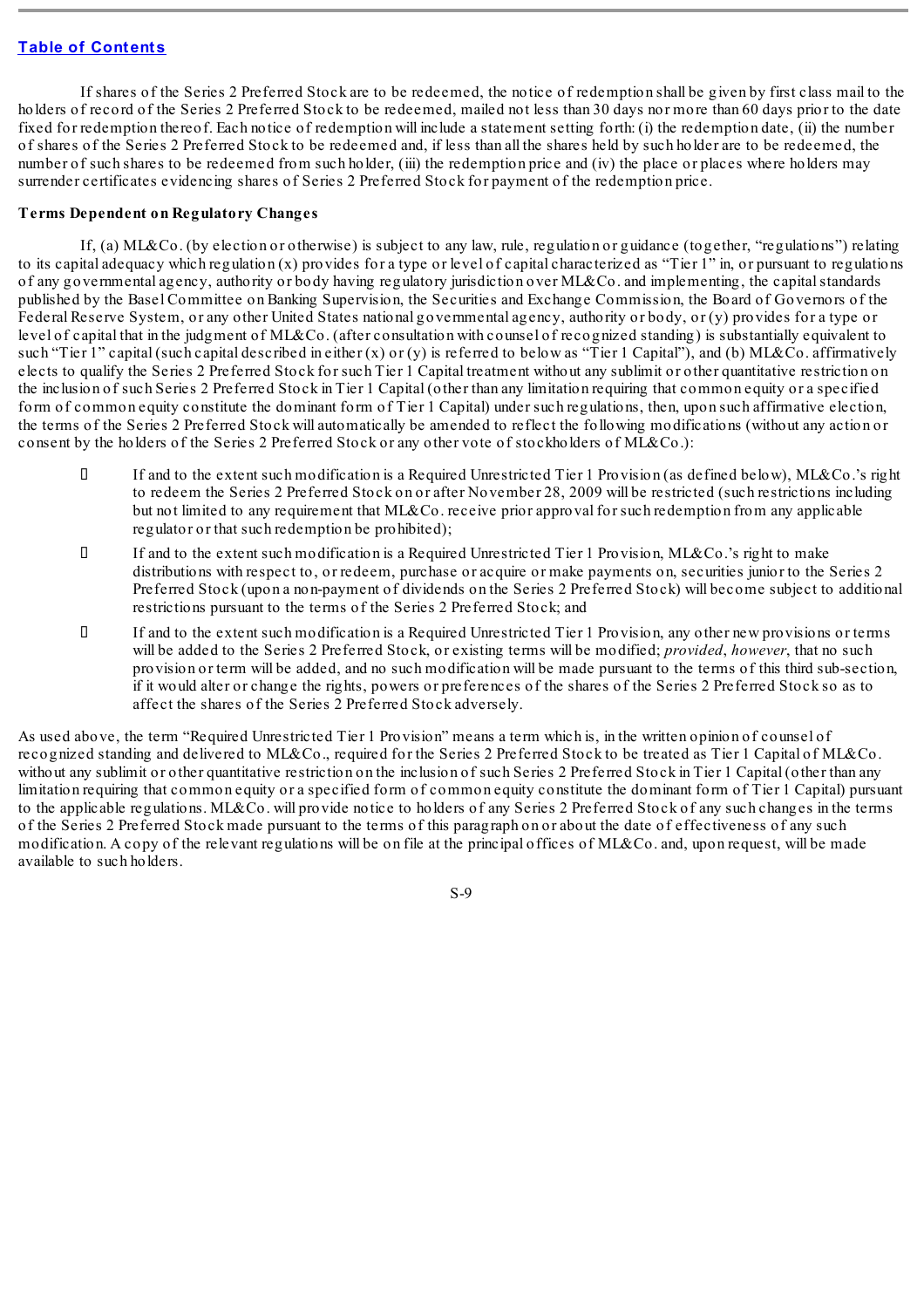If shares of the Series 2 Preferred Stock are to be redeemed, the notice of redemption shall be given by first class mail to the holders of record of the Series 2 Preferred Stock to be redeemed, mailed not less than 30 days nor more than 60 days prior to the date fixed for redemption thereof. Each notice of redemption will include a statement setting forth: (i) the redemption date, (ii) the number of shares of the Series 2 Preferred Stock to be redeemed and, if less than all the shares held by such holder are to be redeemed, the number of such shares to be redeemed from such holder, (iii) the redemption price and (iv) the place or places where holders may surrender certificates evidencing shares of Series 2 Preferred Stock for payment of the redemption price.

**Terms Dependent on Regulatory Changes**

If, (a) ML&Co. (by election or otherwise) is subject to any law, rule, regulation or guidance (together, "regulations") relating to its capital adequacy which regulation (x) provides for a type or level of capital characterized as "Tier 1" in, or pursuant to regulations of any governmental agency, authority or body having regulatory jurisdiction over ML&Co. and implementing, the capital standards published by the Basel Committee on Banking Supervision, the Securities and Exchange Commission, the Board of Governors of the Federal Reserve System, or any other United States national governmental agency, authority or body, or (y) provides for a type or level of capital that in the judgment of ML&Co. (after consultation with counsel of recognized standing) is substantially equivalent to such "Tier 1" capital (such capital described in either (x) or (y) is referred to below as "Tier 1 Capital"), and (b) ML&Co. affirmatively elects to qualify the Series 2 Preferred Stock for such Tier 1 Capital treatment without any sublimit or other quantitative restriction on the inclusion of such Series 2 Preferred Stock in Tier 1 Capital (other than any limitation requiring that common equity or a specified form of common equity constitute the dominant form of Tier 1 Capital) under such regulations, then, upon such affirmative election, the terms of the Series 2 Preferred Stock will automatically be amended to reflect the following modifications (without any action or consent by the holders of the Series 2 Preferred Stock or any other vote of stockholders of ML&Co.):

- If and to the extent such modification is a Required Unrestricted Tier 1 Provision (as defined below), ML&Co.'s right to redeem the Series 2 Preferred Stock on or after November 28, 2009 will be restricted (such restrictions including but not limited to any requirement that ML&Co. receive prior approval for such redemption from any applicable regulator or that such redemption be prohibited);
- If and to the extent such modification is a Required Unrestricted Tier 1 Provision, ML&Co.'s right to make distributions with respect to, or redeem, purchase or acquire or make payments on, securities junior to the Series 2 Preferred Stock (upon a non-payment of dividends on the Series 2 Preferred Stock) will become subject to additional restrictions pursuant to the terms of the Series 2 Preferred Stock; and
- If and to the extent such modification is a Required Unrestricted Tier 1 Provision, any other new provisions or terms will be added to the Series 2 Preferred Stock, or existing terms will be modified; *provided*, *however*, that no such provision or term will be added, and no such modification will be made pursuant to the terms of this third sub-section, if it would alter or change the rights, powers or preferences of the shares of the Series 2 Preferred Stock so as to affect the shares of the Series 2 Preferred Stock adversely.

As used above, the term "Required Unrestricted Tier 1 Provision" means a term which is, in the written opinion of counsel of recognized standing and delivered to ML&Co., required for the Series 2 Preferred Stock to be treated as Tier 1 Capital of ML&Co. without any sublimit or other quantitative restriction on the inclusion of such Series 2 Preferred Stock in Tier 1 Capital (other than any limitation requiring that common equity or a specified form of common equity constitute the dominant form of Tier 1 Capital) pursuant to the applicable regulations. ML&Co. will provide notice to holders of any Series 2 Preferred Stock of any such changes in the terms of the Series 2 Preferred Stock made pursuant to the terms of this paragraph on or about the date of effectiveness of any such modification. A copy of the relevant regulations will be on file at the principal offices of ML&Co. and, upon request, will be made available to such holders.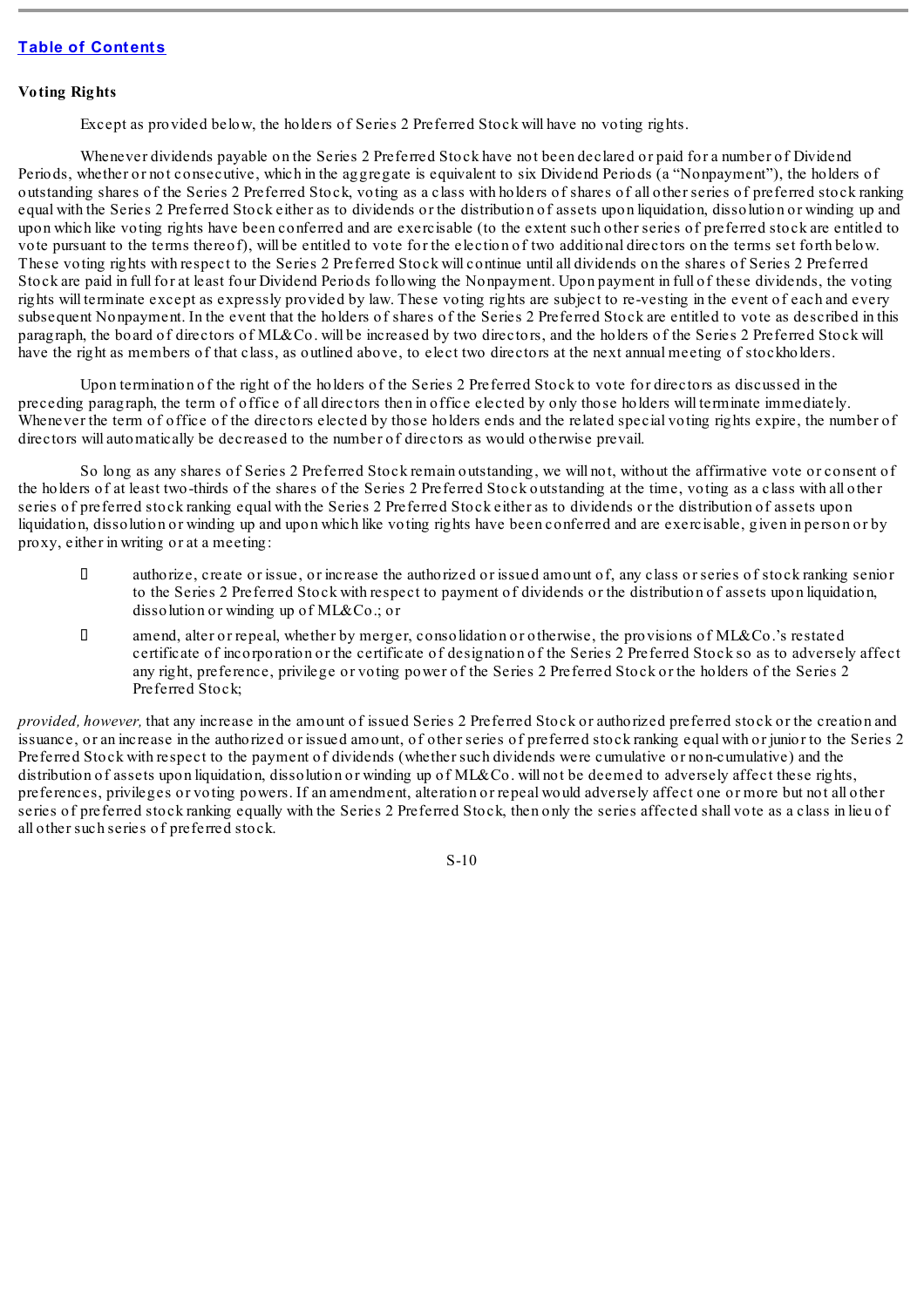**Voting Rights**

Except as provided below, the holders of Series 2 Preferred Stock will have no voting rights.

Whenever dividends payable on the Series 2 Preferred Stock have not been declared or paid for a number of Dividend Periods, whether or not consecutive, which in the aggregate is equivalent to six Dividend Periods (a "Nonpayment"), the holders of outstanding shares of the Series 2 Preferred Stock, voting as a class with holders of shares of all other series of preferred stock ranking equal with the Series 2 Preferred Stock either as to dividends or the distribution of assets upon liquidation, dissolution or winding up and upon which like voting rights have been conferred and are exercisable (to the extent such other series of preferred stock are entitled to vote pursuant to the terms thereof), will be entitled to vote for the election of two additional directors on the terms set forth below. These voting rights with respect to the Series 2 Preferred Stock will continue until all dividends on the shares of Series 2 Preferred Stock are paid in full for at least four Dividend Periods following the Nonpayment. Upon payment in full of these dividends, the voting rights will terminate except as expressly provided by law. These voting rights are subject to re-vesting in the event of each and every subsequent Nonpayment. In the event that the holders of shares of the Series 2 Preferred Stock are entitled to vote as described in this paragraph, the board of directors of ML&Co. will be increased by two directors, and the holders of the Series 2 Preferred Stock will have the right as members of that class, as outlined above, to elect two directors at the next annual meeting of stockholders.

Upon termination of the right of the holders of the Series 2 Preferred Stock to vote for directors as discussed in the preceding paragraph, the term of office of all directors then in office elected by only those holders will terminate immediately. Whenever the term of office of the directors elected by those holders ends and the related special voting rights expire, the number of directors will automatically be decreased to the number of directors as would otherwise prevail.

So long as any shares of Series 2 Preferred Stock remain outstanding, we will not, without the affirmative vote or consent of the holders of at least two-thirds of the shares of the Series 2 Preferred Stock outstanding at the time, voting as a class with all other series of preferred stock ranking equal with the Series 2 Preferred Stock either as to dividends or the distribution of assets upon liquidation, dissolution or winding up and upon which like voting rights have been conferred and are exercisable, given in person or by proxy, either in writing or at a meeting:

- authorize, create or issue, or increase the authorized or issued amount of, any class or series of stock ranking senior to the Series 2 Preferred Stock with respect to payment of dividends or the distribution of assets upon liquidation, dissolution or winding up of ML&Co.; or
- amend, alter or repeal, whether by merger, consolidation or otherwise, the provisions of ML&Co.'s restated certificate of incorporation or the certificate of designation of the Series 2 Preferred Stock so as to adversely affect any right, preference, privilege or voting power of the Series 2 Preferred Stock or the holders of the Series 2 Preferred Stock;

*provided, however,* that any increase in the amount of issued Series 2 Preferred Stock or authorized preferred stock or the creation and issuance, or an increase in the authorized or issued amount, of other series of preferred stock ranking equal with or junior to the Series 2 Preferred Stock with respect to the payment of dividends (whether such dividends were cumulative or non-cumulative) and the distribution of assets upon liquidation, dissolution or winding up of ML&Co. will not be deemed to adversely affect these rights, preferences, privileges or voting powers. If an amendment, alteration or repeal would adversely affect one or more but not all other series of preferred stock ranking equally with the Series 2 Preferred Stock, then only the series affected shall vote as a class in lieu of all other such series of preferred stock.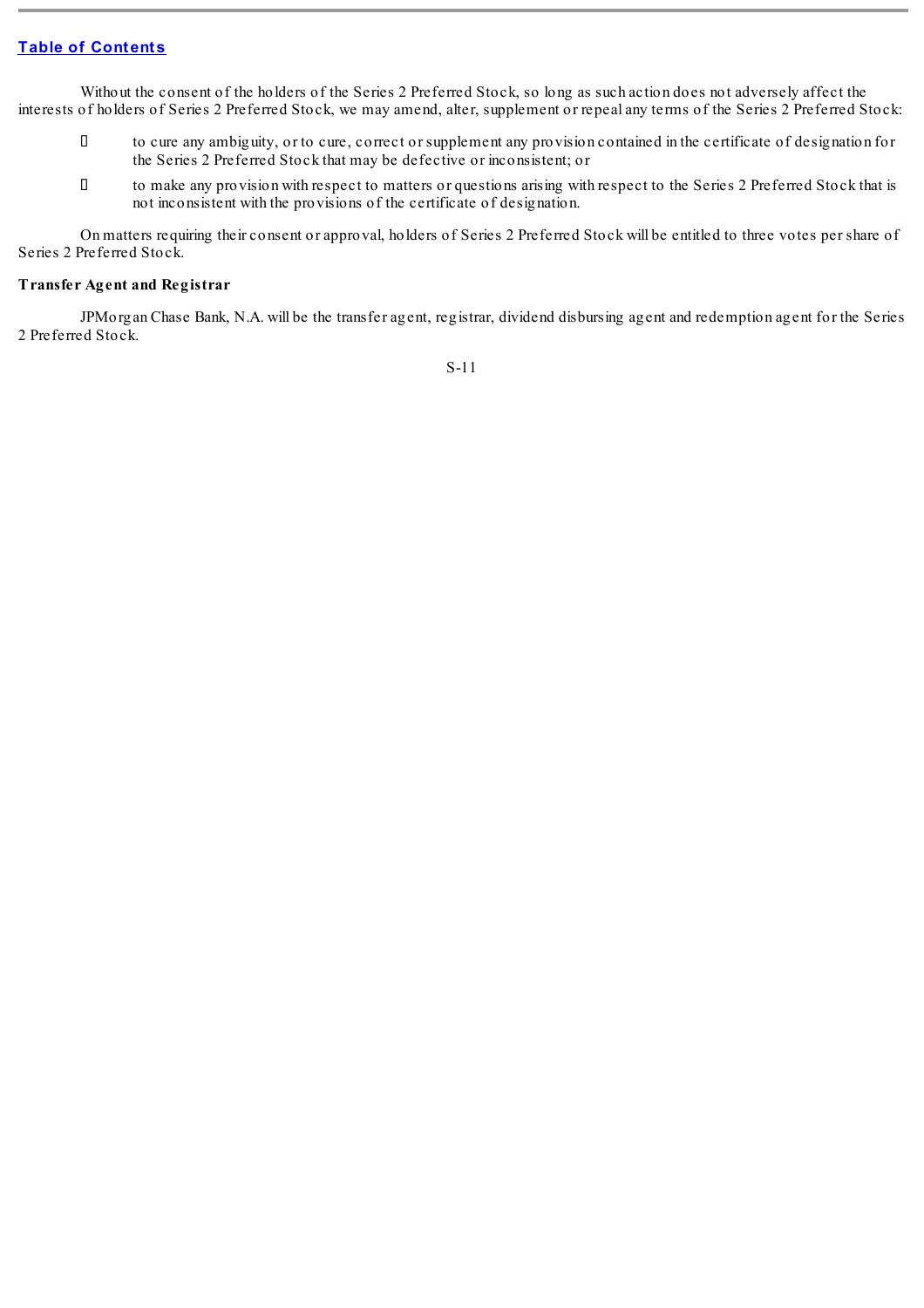Without the consent of the holders of the Series 2 Preferred Stock, so long as such action does not adversely affect the interests of holders of Series 2 Preferred Stock, we may amend, alter, supplement or repeal any terms of the Series 2 Preferred Stock:

- to cure any ambiguity, or to cure, correct or supplement any provision contained in the certificate of designation for the Series 2 Preferred Stock that may be defective or inconsistent; or
- to make any provision with respect to matters or questions arising with respect to the Series 2 Preferred Stock that is not inconsistent with the provisions of the certificate of designation.

On matters requiring their consent or approval, holders of Series 2 Preferred Stock will be entitled to three votes per share of Series 2 Preferred Stock.

**Transfer Agent and Registrar**

JPMorgan Chase Bank, N.A. will be the transfer agent, registrar, dividend disbursing agent and redemption agent for the Series 2 Preferred Stock.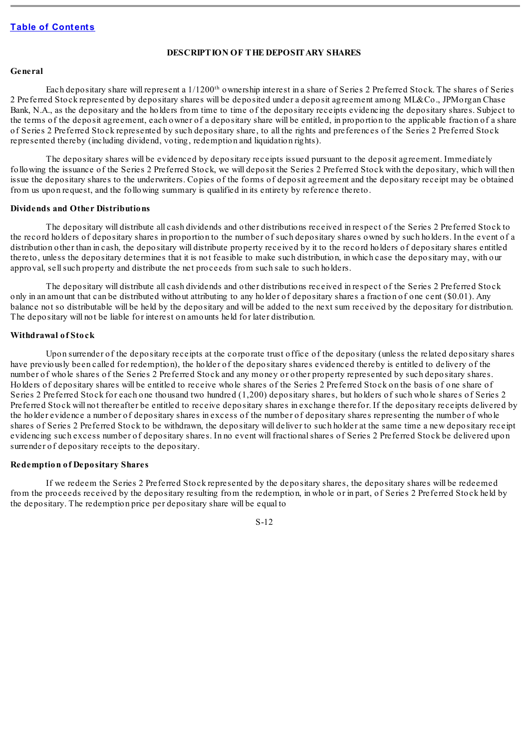[Table of Contents](#)

## DESCRIPTION OF THE DEPOSITARY SHARES

### General

Each depositary share will represent a 1/1200th ownership interest in a share of Series 2 Preferred Stock. The shares of Series 2 Preferred Stock represented by depositary shares will be deposited under a deposit agreement among ML&Co., JPMorgan Chase Bank, N.A., as the depositary and the holders from time to time of the depositary receipts evidencing the depositary shares. Subject to the terms of the deposit agreement, each owner of a depositary share will be entitled, in proportion to the applicable fraction of a share of Series 2 Preferred Stock represented by such depositary share, to all the rights and preferences of the Series 2 Preferred Stock represented thereby (including dividend, voting, redemption and liquidation rights).

The depositary shares will be evidenced by depositary receipts issued pursuant to the deposit agreement. Immediately following the issuance of the Series 2 Preferred Stock, we will deposit the Series 2 Preferred Stock with the depositary, which will then issue the depositary shares to the underwriters. Copies of the forms of deposit agreement and the depositary receipt may be obtained from us upon request, and the following summary is qualified in its entirety by reference thereto.

### Dividends and Other Distributions

The depositary will distribute all cash dividends and other distributions received in respect of the Series 2 Preferred Stock to the record holders of depositary shares in proportion to the number of such depositary shares owned by such holders. In the event of a distribution other than in cash, the depositary will distribute property received by it to the record holders of depositary shares entitled thereto, unless the depositary determines that it is not feasible to make such distribution, in which case the depositary may, with our approval, sell such property and distribute the net proceeds from such sale to such holders.

The depositary will distribute all cash dividends and other distributions received in respect of the Series 2 Preferred Stock only in an amount that can be distributed without attributing to any holder of depositary shares a fraction of one cent ($0.01). Any balance not so distributable will be held by the depositary and will be added to the next sum received by the depositary for distribution. The depositary will not be liable for interest on amounts held for later distribution.

### Withdrawal of Stock

Upon surrender of the depositary receipts at the corporate trust office of the depositary (unless the related depositary shares have previously been called for redemption), the holder of the depositary shares evidenced thereby is entitled to delivery of the number of whole shares of the Series 2 Preferred Stock and any money or other property represented by such depositary shares. Holders of depositary shares will be entitled to receive whole shares of the Series 2 Preferred Stock on the basis of one share of Series 2 Preferred Stock for each one thousand two hundred (1,200) depositary shares, but holders of such whole shares of Series 2 Preferred Stock will not thereafter be entitled to receive depositary shares in exchange therefor. If the depositary receipts delivered by the holder evidence a number of depositary shares in excess of the number of depositary shares representing the number of whole shares of Series 2 Preferred Stock to be withdrawn, the depositary will deliver to such holder at the same time a new depositary receipt evidencing such excess number of depositary shares. In no event will fractional shares of Series 2 Preferred Stock be delivered upon surrender of depositary receipts to the depositary.

### Redemption of Depositary Shares

If we redeem the Series 2 Preferred Stock represented by the depositary shares, the depositary shares will be redeemed from the proceeds received by the depositary resulting from the redemption, in whole or in part, of Series 2 Preferred Stock held by the depositary. The redemption price per depositary share will be equal to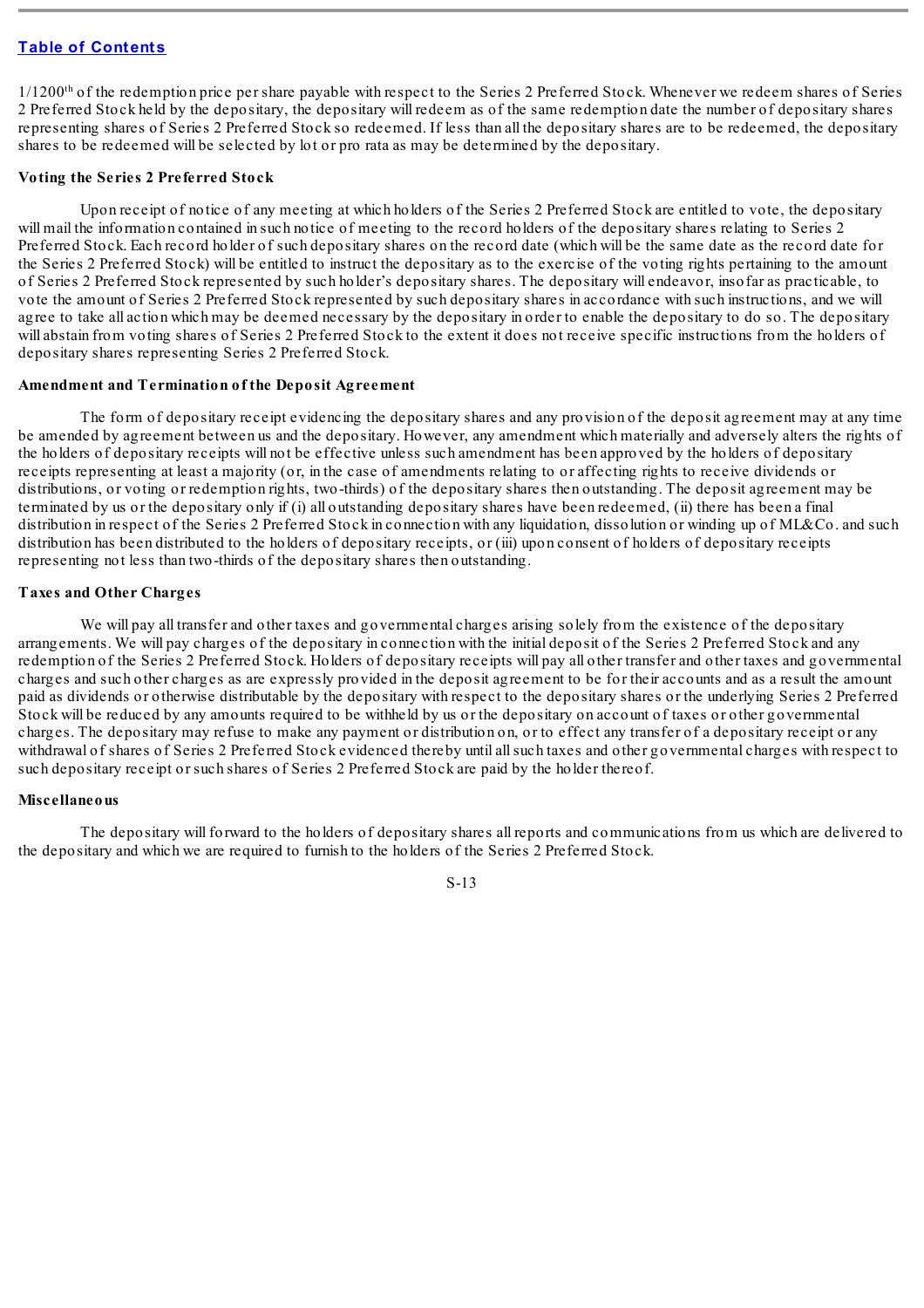1/1200th of the redemption price per share payable with respect to the Series 2 Preferred Stock. Whenever we redeem shares of Series 2 Preferred Stock held by the depositary, the depositary will redeem as of the same redemption date the number of depositary shares representing shares of Series 2 Preferred Stock so redeemed. If less than all the depositary shares are to be redeemed, the depositary shares to be redeemed will be selected by lot or pro rata as may be determined by the depositary.

**Voting the Series 2 Preferred Stock**

Upon receipt of notice of any meeting at which holders of the Series 2 Preferred Stock are entitled to vote, the depositary will mail the information contained in such notice of meeting to the record holders of the depositary shares relating to Series 2 Preferred Stock. Each record holder of such depositary shares on the record date (which will be the same date as the record date for the Series 2 Preferred Stock) will be entitled to instruct the depositary as to the exercise of the voting rights pertaining to the amount of Series 2 Preferred Stock represented by such holder's depositary shares. The depositary will endeavor, insofar as practicable, to vote the amount of Series 2 Preferred Stock represented by such depositary shares in accordance with such instructions, and we will agree to take all action which may be deemed necessary by the depositary in order to enable the depositary to do so. The depositary will abstain from voting shares of Series 2 Preferred Stock to the extent it does not receive specific instructions from the holders of depositary shares representing Series 2 Preferred Stock.

**Amendment and Termination of the Deposit Agreement**

The form of depositary receipt evidencing the depositary shares and any provision of the deposit agreement may at any time be amended by agreement between us and the depositary. However, any amendment which materially and adversely alters the rights of the holders of depositary receipts will not be effective unless such amendment has been approved by the holders of depositary receipts representing at least a majority (or, in the case of amendments relating to or affecting rights to receive dividends or distributions, or voting or redemption rights, two-thirds) of the depositary shares then outstanding. The deposit agreement may be terminated by us or the depositary only if (i) all outstanding depositary shares have been redeemed, (ii) there has been a final distribution in respect of the Series 2 Preferred Stock in connection with any liquidation, dissolution or winding up of ML&Co. and such distribution has been distributed to the holders of depositary receipts, or (iii) upon consent of holders of depositary receipts representing not less than two-thirds of the depositary shares then outstanding.

**Taxes and Other Charges**

We will pay all transfer and other taxes and governmental charges arising solely from the existence of the depositary arrangements. We will pay charges of the depositary in connection with the initial deposit of the Series 2 Preferred Stock and any redemption of the Series 2 Preferred Stock. Holders of depositary receipts will pay all other transfer and other taxes and governmental charges and such other charges as are expressly provided in the deposit agreement to be for their accounts and as a result the amount paid as dividends or otherwise distributable by the depositary with respect to the depositary shares or the underlying Series 2 Preferred Stock will be reduced by any amounts required to be withheld by us or the depositary on account of taxes or other governmental charges. The depositary may refuse to make any payment or distribution on, or to effect any transfer of a depositary receipt or any withdrawal of shares of Series 2 Preferred Stock evidenced thereby until all such taxes and other governmental charges with respect to such depositary receipt or such shares of Series 2 Preferred Stock are paid by the holder thereof.

**Miscellaneous**

The depositary will forward to the holders of depositary shares all reports and communications from us which are delivered to the depositary and which we are required to furnish to the holders of the Series 2 Preferred Stock.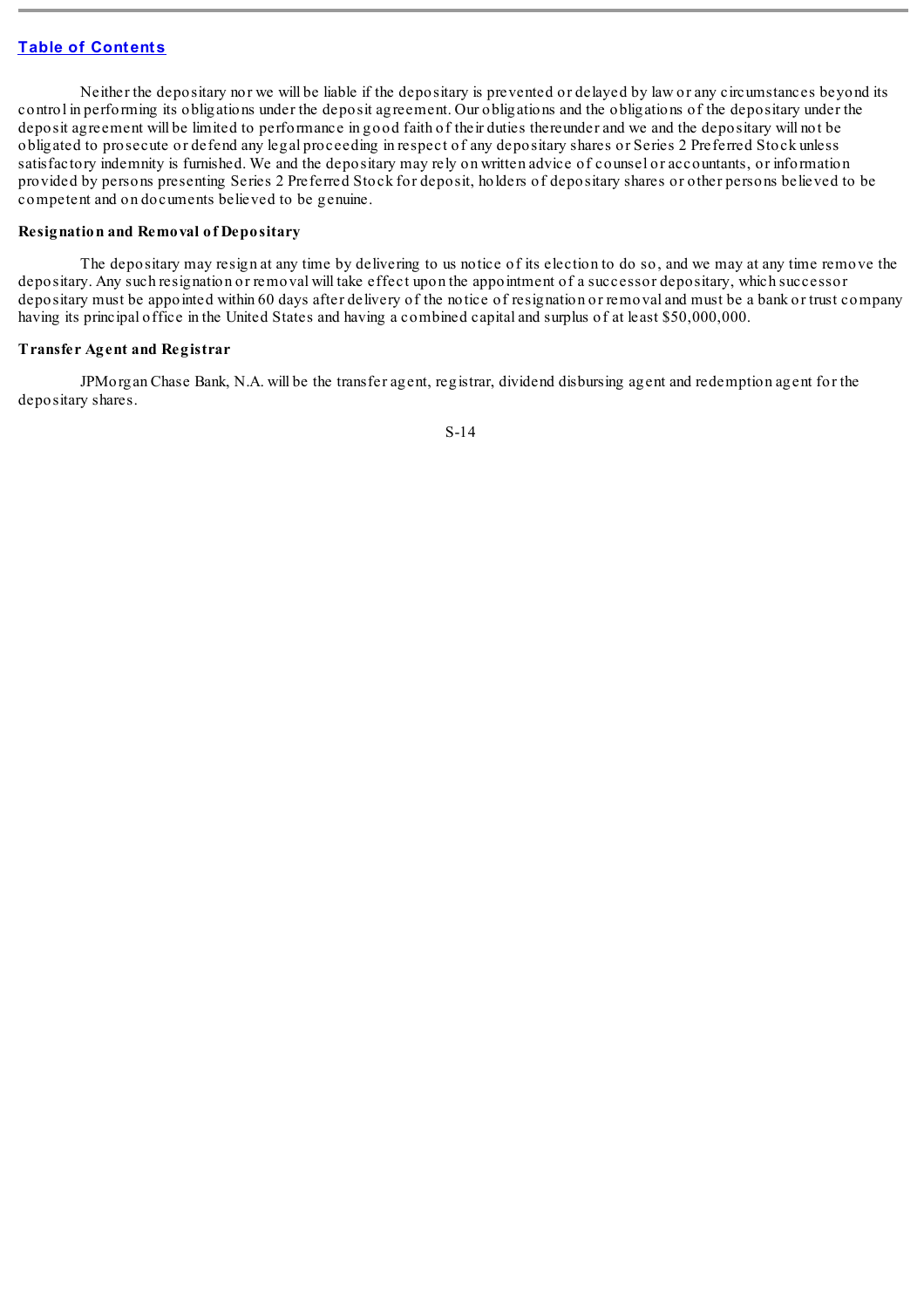Neither the depositary nor we will be liable if the depositary is prevented or delayed by law or any circumstances beyond its control in performing its obligations under the deposit agreement. Our obligations and the obligations of the depositary under the deposit agreement will be limited to performance in good faith of their duties thereunder and we and the depositary will not be obligated to prosecute or defend any legal proceeding in respect of any depositary shares or Series 2 Preferred Stock unless satisfactory indemnity is furnished. We and the depositary may rely on written advice of counsel or accountants, or information provided by persons presenting Series 2 Preferred Stock for deposit, holders of depositary shares or other persons believed to be competent and on documents believed to be genuine.

**Resignation and Removal of Depositary**

The depositary may resign at any time by delivering to us notice of its election to do so, and we may at any time remove the depositary. Any such resignation or removal will take effect upon the appointment of a successor depositary, which successor depositary must be appointed within 60 days after delivery of the notice of resignation or removal and must be a bank or trust company having its principal office in the United States and having a combined capital and surplus of at least $50,000,000.

**Transfer Agent and Registrar**

JPMorgan Chase Bank, N.A. will be the transfer agent, registrar, dividend disbursing agent and redemption agent for the depositary shares.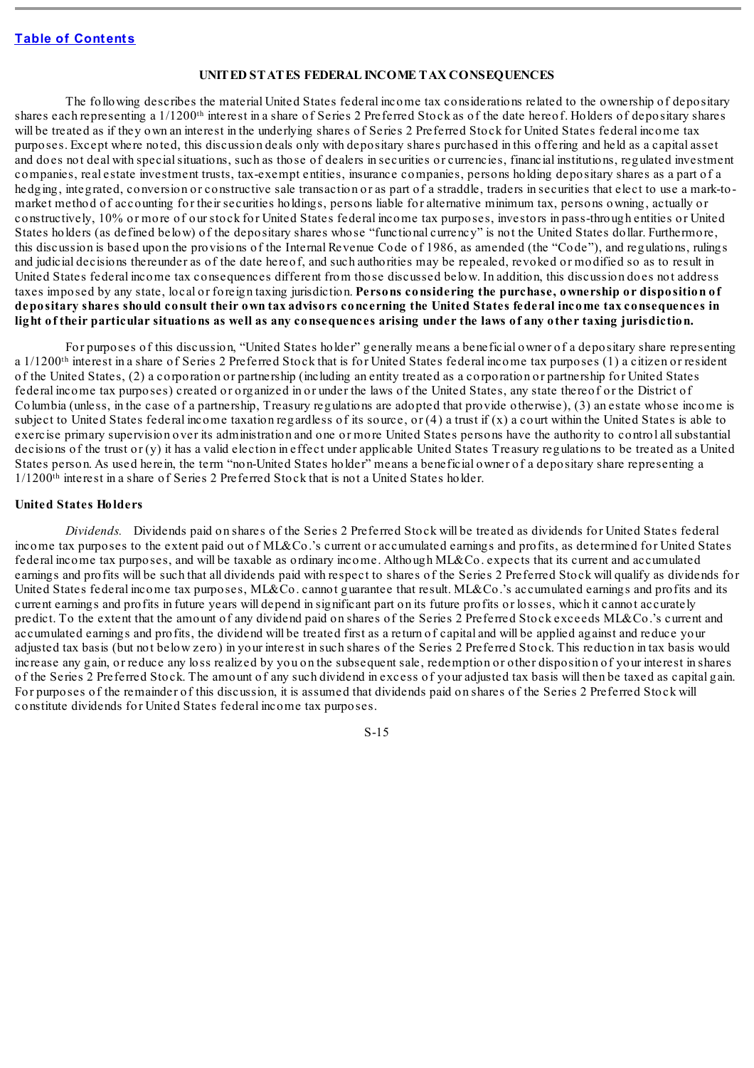## UNITED STATES FEDERAL INCOME TAX CONSEQUENCES

The following describes the material United States federal income tax considerations related to the ownership of depositary shares each representing a 1/1200th interest in a share of Series 2 Preferred Stock as of the date hereof. Holders of depositary shares will be treated as if they own an interest in the underlying shares of Series 2 Preferred Stock for United States federal income tax purposes. Except where noted, this discussion deals only with depositary shares purchased in this offering and held as a capital asset and does not deal with special situations, such as those of dealers in securities or currencies, financial institutions, regulated investment companies, real estate investment trusts, tax-exempt entities, insurance companies, persons holding depositary shares as a part of a hedging, integrated, conversion or constructive sale transaction or as part of a straddle, traders in securities that elect to use a mark-to-market method of accounting for their securities holdings, persons liable for alternative minimum tax, persons owning, actually or constructively, 10% or more of our stock for United States federal income tax purposes, investors in pass-through entities or United States holders (as defined below) of the depositary shares whose "functional currency" is not the United States dollar. Furthermore, this discussion is based upon the provisions of the Internal Revenue Code of 1986, as amended (the "Code"), and regulations, rulings and judicial decisions thereunder as of the date hereof, and such authorities may be repealed, revoked or modified so as to result in United States federal income tax consequences different from those discussed below. In addition, this discussion does not address taxes imposed by any state, local or foreign taxing jurisdiction. **Persons considering the purchase, ownership or disposition of depositary shares should consult their own tax advisors concerning the United States federal income tax consequences in light of their particular situations as well as any consequences arising under the laws of any other taxing jurisdiction.**

For purposes of this discussion, "United States holder" generally means a beneficial owner of a depositary share representing a 1/1200th interest in a share of Series 2 Preferred Stock that is for United States federal income tax purposes (1) a citizen or resident of the United States, (2) a corporation or partnership (including an entity treated as a corporation or partnership for United States federal income tax purposes) created or organized in or under the laws of the United States, any state thereof or the District of Columbia (unless, in the case of a partnership, Treasury regulations are adopted that provide otherwise), (3) an estate whose income is subject to United States federal income taxation regardless of its source, or (4) a trust if (x) a court within the United States is able to exercise primary supervision over its administration and one or more United States persons have the authority to control all substantial decisions of the trust or (y) it has a valid election in effect under applicable United States Treasury regulations to be treated as a United States person. As used herein, the term "non-United States holder" means a beneficial owner of a depositary share representing a 1/1200th interest in a share of Series 2 Preferred Stock that is not a United States holder.

### United States Holders

*Dividends.* Dividends paid on shares of the Series 2 Preferred Stock will be treated as dividends for United States federal income tax purposes to the extent paid out of ML&Co.'s current or accumulated earnings and profits, as determined for United States federal income tax purposes, and will be taxable as ordinary income. Although ML&Co. expects that its current and accumulated earnings and profits will be such that all dividends paid with respect to shares of the Series 2 Preferred Stock will qualify as dividends for United States federal income tax purposes, ML&Co. cannot guarantee that result. ML&Co.'s accumulated earnings and profits and its current earnings and profits in future years will depend in significant part on its future profits or losses, which it cannot accurately predict. To the extent that the amount of any dividend paid on shares of the Series 2 Preferred Stock exceeds ML&Co.'s current and accumulated earnings and profits, the dividend will be treated first as a return of capital and will be applied against and reduce your adjusted tax basis (but not below zero) in your interest in such shares of the Series 2 Preferred Stock. This reduction in tax basis would increase any gain, or reduce any loss realized by you on the subsequent sale, redemption or other disposition of your interest in shares of the Series 2 Preferred Stock. The amount of any such dividend in excess of your adjusted tax basis will then be taxed as capital gain. For purposes of the remainder of this discussion, it is assumed that dividends paid on shares of the Series 2 Preferred Stock will constitute dividends for United States federal income tax purposes.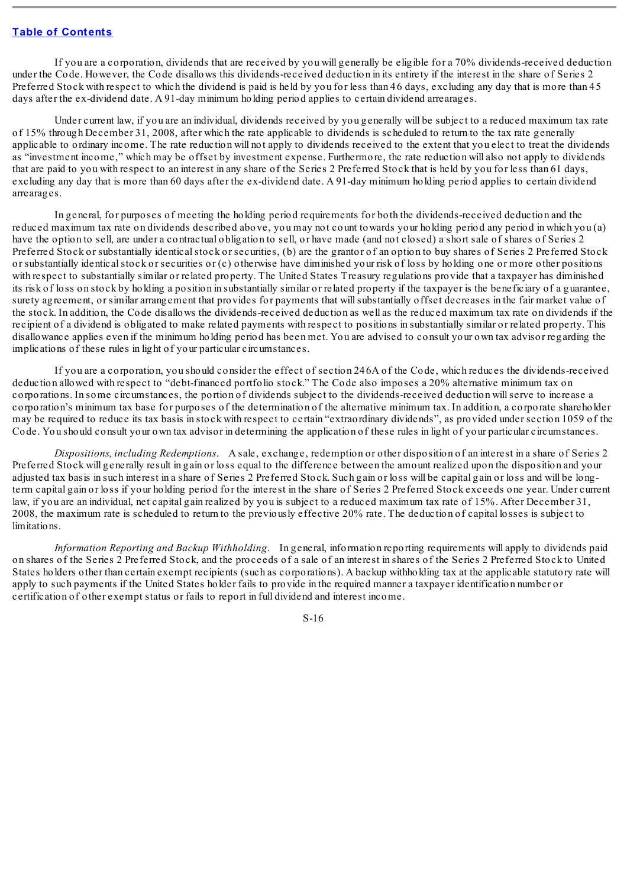If you are a corporation, dividends that are received by you will generally be eligible for a 70% dividends-received deduction under the Code. However, the Code disallows this dividends-received deduction in its entirety if the interest in the share of Series 2 Preferred Stock with respect to which the dividend is paid is held by you for less than 46 days, excluding any day that is more than 45 days after the ex-dividend date. A 91-day minimum holding period applies to certain dividend arrearages.

Under current law, if you are an individual, dividends received by you generally will be subject to a reduced maximum tax rate of 15% through December 31, 2008, after which the rate applicable to dividends is scheduled to return to the tax rate generally applicable to ordinary income. The rate reduction will not apply to dividends received to the extent that you elect to treat the dividends as "investment income," which may be offset by investment expense. Furthermore, the rate reduction will also not apply to dividends that are paid to you with respect to an interest in any share of the Series 2 Preferred Stock that is held by you for less than 61 days, excluding any day that is more than 60 days after the ex-dividend date. A 91-day minimum holding period applies to certain dividend arrearages.

In general, for purposes of meeting the holding period requirements for both the dividends-received deduction and the reduced maximum tax rate on dividends described above, you may not count towards your holding period any period in which you (a) have the option to sell, are under a contractual obligation to sell, or have made (and not closed) a short sale of shares of Series 2 Preferred Stock or substantially identical stock or securities, (b) are the grantor of an option to buy shares of Series 2 Preferred Stock or substantially identical stock or securities or (c) otherwise have diminished your risk of loss by holding one or more other positions with respect to substantially similar or related property. The United States Treasury regulations provide that a taxpayer has diminished its risk of loss on stock by holding a position in substantially similar or related property if the taxpayer is the beneficiary of a guarantee, surety agreement, or similar arrangement that provides for payments that will substantially offset decreases in the fair market value of the stock. In addition, the Code disallows the dividends-received deduction as well as the reduced maximum tax rate on dividends if the recipient of a dividend is obligated to make related payments with respect to positions in substantially similar or related property. This disallowance applies even if the minimum holding period has been met. You are advised to consult your own tax advisor regarding the implications of these rules in light of your particular circumstances.

If you are a corporation, you should consider the effect of section 246A of the Code, which reduces the dividends-received deduction allowed with respect to "debt-financed portfolio stock." The Code also imposes a 20% alternative minimum tax on corporations. In some circumstances, the portion of dividends subject to the dividends-received deduction will serve to increase a corporation's minimum tax base for purposes of the determination of the alternative minimum tax. In addition, a corporate shareholder may be required to reduce its tax basis in stock with respect to certain "extraordinary dividends", as provided under section 1059 of the Code. You should consult your own tax advisor in determining the application of these rules in light of your particular circumstances.

*Dispositions, including Redemptions.* A sale, exchange, redemption or other disposition of an interest in a share of Series 2 Preferred Stock will generally result in gain or loss equal to the difference between the amount realized upon the disposition and your adjusted tax basis in such interest in a share of Series 2 Preferred Stock. Such gain or loss will be capital gain or loss and will be long-term capital gain or loss if your holding period for the interest in the share of Series 2 Preferred Stock exceeds one year. Under current law, if you are an individual, net capital gain realized by you is subject to a reduced maximum tax rate of 15%. After December 31, 2008, the maximum rate is scheduled to return to the previously effective 20% rate. The deduction of capital losses is subject to limitations.

*Information Reporting and Backup Withholding.* In general, information reporting requirements will apply to dividends paid on shares of the Series 2 Preferred Stock, and the proceeds of a sale of an interest in shares of the Series 2 Preferred Stock to United States holders other than certain exempt recipients (such as corporations). A backup withholding tax at the applicable statutory rate will apply to such payments if the United States holder fails to provide in the required manner a taxpayer identification number or certification of other exempt status or fails to report in full dividend and interest income.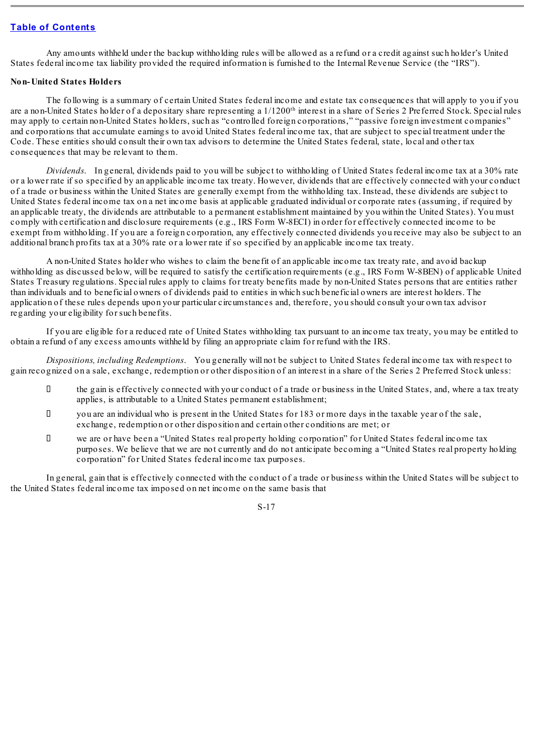Any amounts withheld under the backup withholding rules will be allowed as a refund or a credit against such holder's United States federal income tax liability provided the required information is furnished to the Internal Revenue Service (the "IRS").

**Non-United States Holders**

The following is a summary of certain United States federal income and estate tax consequences that will apply to you if you are a non-United States holder of a depositary share representing a 1/1200$^{th}$ interest in a share of Series 2 Preferred Stock. Special rules may apply to certain non-United States holders, such as "controlled foreign corporations," "passive foreign investment companies" and corporations that accumulate earnings to avoid United States federal income tax, that are subject to special treatment under the Code. These entities should consult their own tax advisors to determine the United States federal, state, local and other tax consequences that may be relevant to them.

*Dividends.* In general, dividends paid to you will be subject to withholding of United States federal income tax at a 30% rate or a lower rate if so specified by an applicable income tax treaty. However, dividends that are effectively connected with your conduct of a trade or business within the United States are generally exempt from the withholding tax. Instead, these dividends are subject to United States federal income tax on a net income basis at applicable graduated individual or corporate rates (assuming, if required by an applicable treaty, the dividends are attributable to a permanent establishment maintained by you within the United States). You must comply with certification and disclosure requirements (e.g., IRS Form W-8ECI) in order for effectively connected income to be exempt from withholding. If you are a foreign corporation, any effectively connected dividends you receive may also be subject to an additional branch profits tax at a 30% rate or a lower rate if so specified by an applicable income tax treaty.

A non-United States holder who wishes to claim the benefit of an applicable income tax treaty rate, and avoid backup withholding as discussed below, will be required to satisfy the certification requirements (e.g., IRS Form W-8BEN) of applicable United States Treasury regulations. Special rules apply to claims for treaty benefits made by non-United States persons that are entities rather than individuals and to beneficial owners of dividends paid to entities in which such beneficial owners are interest holders. The application of these rules depends upon your particular circumstances and, therefore, you should consult your own tax advisor regarding your eligibility for such benefits.

If you are eligible for a reduced rate of United States withholding tax pursuant to an income tax treaty, you may be entitled to obtain a refund of any excess amounts withheld by filing an appropriate claim for refund with the IRS.

*Dispositions, including Redemptions.* You generally will not be subject to United States federal income tax with respect to gain recognized on a sale, exchange, redemption or other disposition of an interest in a share of the Series 2 Preferred Stock unless:

- the gain is effectively connected with your conduct of a trade or business in the United States, and, where a tax treaty applies, is attributable to a United States permanent establishment;
- you are an individual who is present in the United States for 183 or more days in the taxable year of the sale, exchange, redemption or other disposition and certain other conditions are met; or
- we are or have been a "United States real property holding corporation" for United States federal income tax purposes. We believe that we are not currently and do not anticipate becoming a "United States real property holding corporation" for United States federal income tax purposes.

In general, gain that is effectively connected with the conduct of a trade or business within the United States will be subject to the United States federal income tax imposed on net income on the same basis that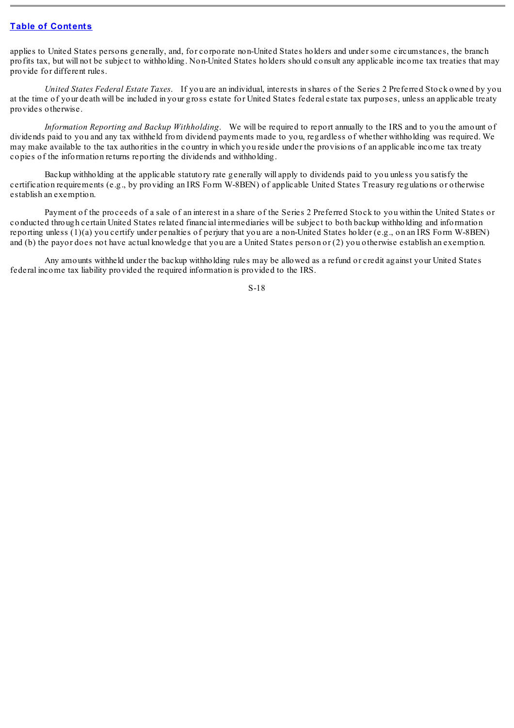applies to United States persons generally, and, for corporate non-United States holders and under some circumstances, the branch profits tax, but will not be subject to withholding. Non-United States holders should consult any applicable income tax treaties that may provide for different rules.

*United States Federal Estate Taxes*. If you are an individual, interests in shares of the Series 2 Preferred Stock owned by you at the time of your death will be included in your gross estate for United States federal estate tax purposes, unless an applicable treaty provides otherwise.

*Information Reporting and Backup Withholding*. We will be required to report annually to the IRS and to you the amount of dividends paid to you and any tax withheld from dividend payments made to you, regardless of whether withholding was required. We may make available to the tax authorities in the country in which you reside under the provisions of an applicable income tax treaty copies of the information returns reporting the dividends and withholding.

Backup withholding at the applicable statutory rate generally will apply to dividends paid to you unless you satisfy the certification requirements (e.g., by providing an IRS Form W-8BEN) of applicable United States Treasury regulations or otherwise establish an exemption.

Payment of the proceeds of a sale of an interest in a share of the Series 2 Preferred Stock to you within the United States or conducted through certain United States related financial intermediaries will be subject to both backup withholding and information reporting unless (1)(a) you certify under penalties of perjury that you are a non-United States holder (e.g., on an IRS Form W-8BEN) and (b) the payor does not have actual knowledge that you are a United States person or (2) you otherwise establish an exemption.

Any amounts withheld under the backup withholding rules may be allowed as a refund or credit against your United States federal income tax liability provided the required information is provided to the IRS.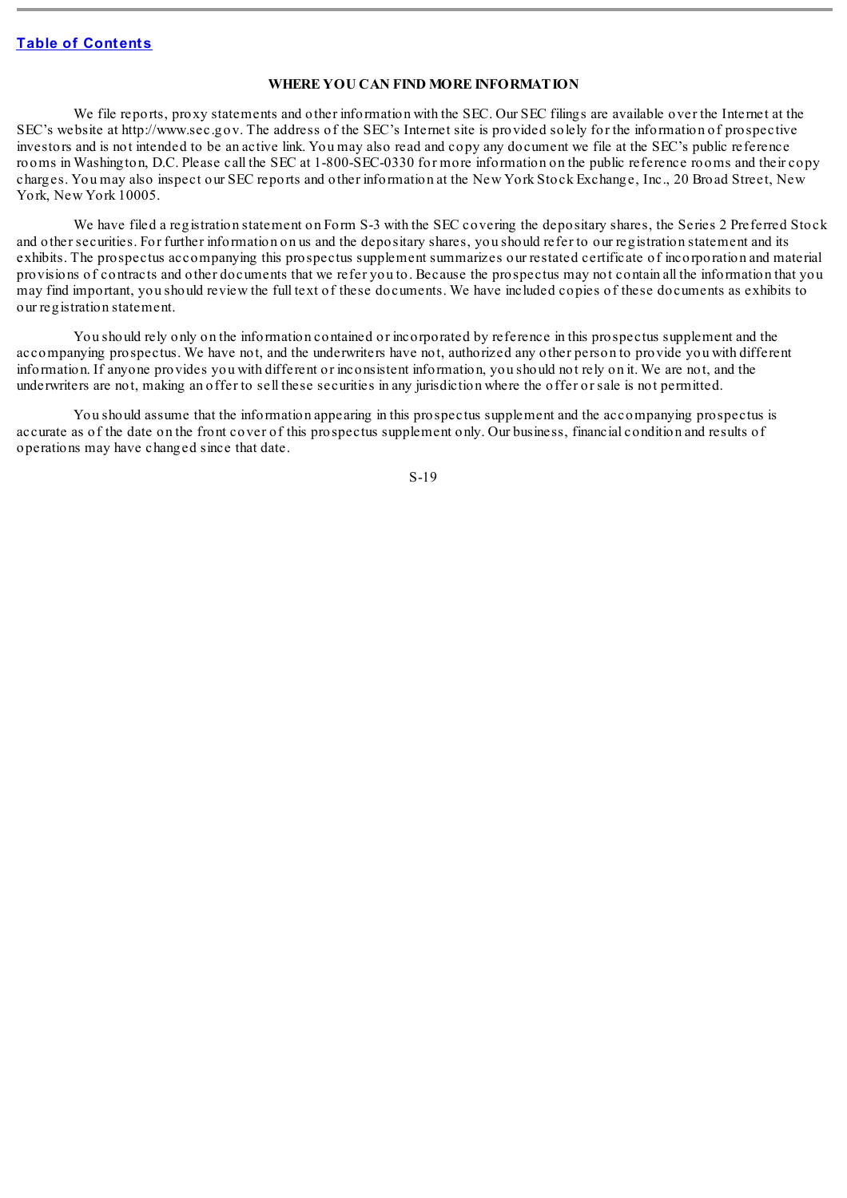## WHERE YOU CAN FIND MORE INFORMATION

We file reports, proxy statements and other information with the SEC. Our SEC filings are available over the Internet at the SEC's website at http://www.sec.gov. The address of the SEC's Internet site is provided solely for the information of prospective investors and is not intended to be an active link. You may also read and copy any document we file at the SEC's public reference rooms in Washington, D.C. Please call the SEC at 1-800-SEC-0330 for more information on the public reference rooms and their copy charges. You may also inspect our SEC reports and other information at the New York Stock Exchange, Inc., 20 Broad Street, New York, New York 10005.

We have filed a registration statement on Form S-3 with the SEC covering the depositary shares, the Series 2 Preferred Stock and other securities. For further information on us and the depositary shares, you should refer to our registration statement and its exhibits. The prospectus accompanying this prospectus supplement summarizes our restated certificate of incorporation and material provisions of contracts and other documents that we refer you to. Because the prospectus may not contain all the information that you may find important, you should review the full text of these documents. We have included copies of these documents as exhibits to our registration statement.

You should rely only on the information contained or incorporated by reference in this prospectus supplement and the accompanying prospectus. We have not, and the underwriters have not, authorized any other person to provide you with different information. If anyone provides you with different or inconsistent information, you should not rely on it. We are not, and the underwriters are not, making an offer to sell these securities in any jurisdiction where the offer or sale is not permitted.

You should assume that the information appearing in this prospectus supplement and the accompanying prospectus is accurate as of the date on the front cover of this prospectus supplement only. Our business, financial condition and results of operations may have changed since that date.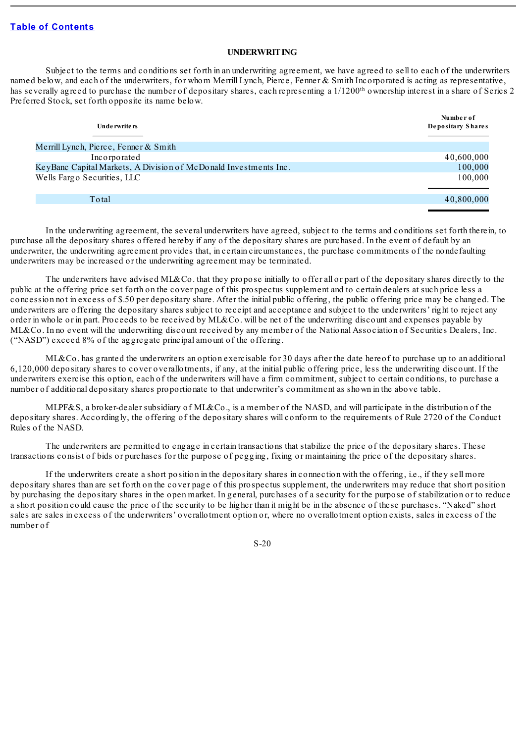## UNDERWRITING

Subject to the terms and conditions set forth in an underwriting agreement, we have agreed to sell to each of the underwriters named below, and each of the underwriters, for whom Merrill Lynch, Pierce, Fenner & Smith Incorporated is acting as representative, has severally agreed to purchase the number of depositary shares, each representing a 1/1200th ownership interest in a share of Series 2 Preferred Stock, set forth opposite its name below.

| Underwriters | Number of Depositary Shares |
|---|---|
| Merrill Lynch, Pierce, Fenner & Smith Incorporated | 40,600,000 |
| KeyBanc Capital Markets, A Division of McDonald Investments Inc. | 100,000 |
| Wells Fargo Securities, LLC | 100,000 |
| Total | 40,800,000 |

In the underwriting agreement, the several underwriters have agreed, subject to the terms and conditions set forth therein, to purchase all the depositary shares offered hereby if any of the depositary shares are purchased. In the event of default by an underwriter, the underwriting agreement provides that, in certain circumstances, the purchase commitments of the nondefaulting underwriters may be increased or the underwriting agreement may be terminated.

The underwriters have advised ML&Co. that they propose initially to offer all or part of the depositary shares directly to the public at the offering price set forth on the cover page of this prospectus supplement and to certain dealers at such price less a concession not in excess of $.50 per depositary share. After the initial public offering, the public offering price may be changed. The underwriters are offering the depositary shares subject to receipt and acceptance and subject to the underwriters' right to reject any order in whole or in part. Proceeds to be received by ML&Co. will be net of the underwriting discount and expenses payable by ML&Co. In no event will the underwriting discount received by any member of the National Association of Securities Dealers, Inc. ("NASD") exceed 8% of the aggregate principal amount of the offering.

ML&Co. has granted the underwriters an option exercisable for 30 days after the date hereof to purchase up to an additional 6,120,000 depositary shares to cover overallotments, if any, at the initial public offering price, less the underwriting discount. If the underwriters exercise this option, each of the underwriters will have a firm commitment, subject to certain conditions, to purchase a number of additional depositary shares proportionate to that underwriter's commitment as shown in the above table.

MLPF&S, a broker-dealer subsidiary of ML&Co., is a member of the NASD, and will participate in the distribution of the depositary shares. Accordingly, the offering of the depositary shares will conform to the requirements of Rule 2720 of the Conduct Rules of the NASD.

The underwriters are permitted to engage in certain transactions that stabilize the price of the depositary shares. These transactions consist of bids or purchases for the purpose of pegging, fixing or maintaining the price of the depositary shares.

If the underwriters create a short position in the depositary shares in connection with the offering, i.e., if they sell more depositary shares than are set forth on the cover page of this prospectus supplement, the underwriters may reduce that short position by purchasing the depositary shares in the open market. In general, purchases of a security for the purpose of stabilization or to reduce a short position could cause the price of the security to be higher than it might be in the absence of these purchases. "Naked" short sales are sales in excess of the underwriters' overallotment option or, where no overallotment option exists, sales in excess of the number of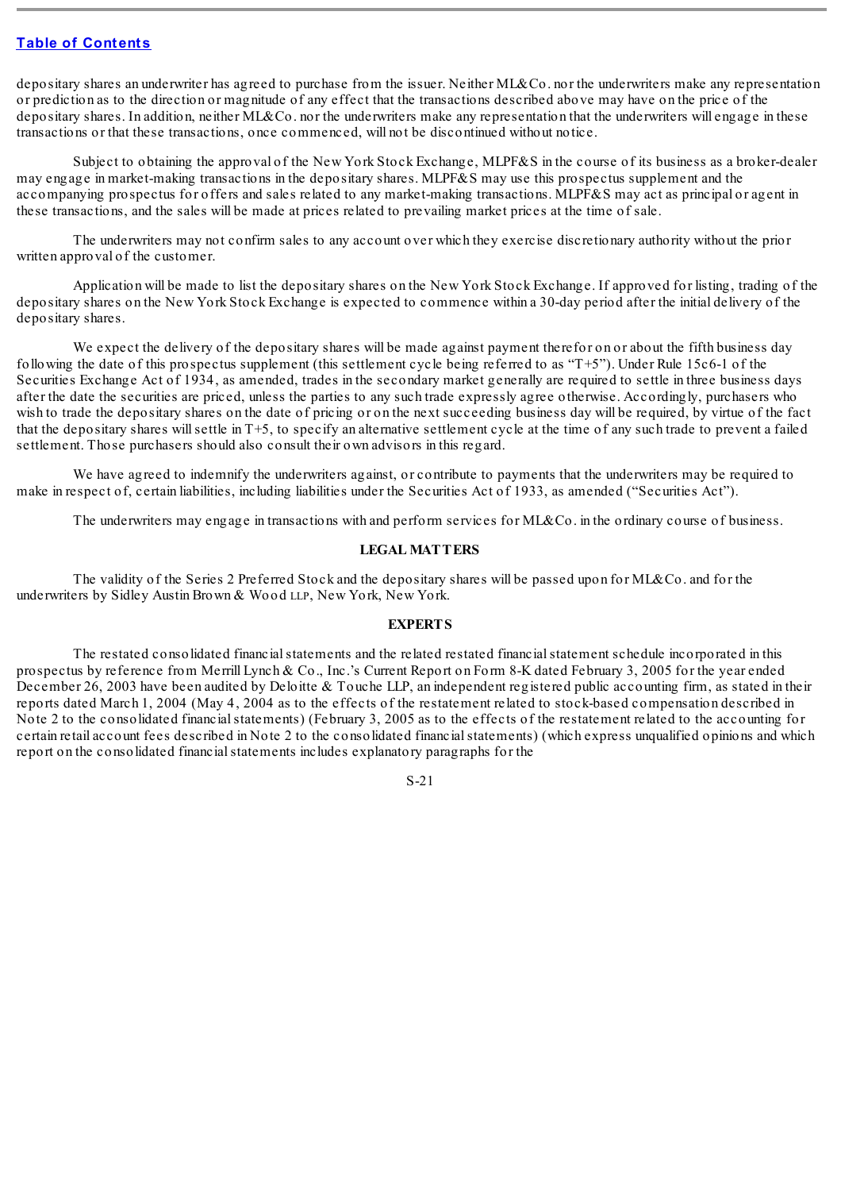depositary shares an underwriter has agreed to purchase from the issuer. Neither ML&Co. nor the underwriters make any representation or prediction as to the direction or magnitude of any effect that the transactions described above may have on the price of the depositary shares. In addition, neither ML&Co. nor the underwriters make any representation that the underwriters will engage in these transactions or that these transactions, once commenced, will not be discontinued without notice.

Subject to obtaining the approval of the New York Stock Exchange, MLPF&S in the course of its business as a broker-dealer may engage in market-making transactions in the depositary shares. MLPF&S may use this prospectus supplement and the accompanying prospectus for offers and sales related to any market-making transactions. MLPF&S may act as principal or agent in these transactions, and the sales will be made at prices related to prevailing market prices at the time of sale.

The underwriters may not confirm sales to any account over which they exercise discretionary authority without the prior written approval of the customer.

Application will be made to list the depositary shares on the New York Stock Exchange. If approved for listing, trading of the depositary shares on the New York Stock Exchange is expected to commence within a 30-day period after the initial delivery of the depositary shares.

We expect the delivery of the depositary shares will be made against payment therefor on or about the fifth business day following the date of this prospectus supplement (this settlement cycle being referred to as "T+5"). Under Rule 15c6-1 of the Securities Exchange Act of 1934, as amended, trades in the secondary market generally are required to settle in three business days after the date the securities are priced, unless the parties to any such trade expressly agree otherwise. Accordingly, purchasers who wish to trade the depositary shares on the date of pricing or on the next succeeding business day will be required, by virtue of the fact that the depositary shares will settle in T+5, to specify an alternative settlement cycle at the time of any such trade to prevent a failed settlement. Those purchasers should also consult their own advisors in this regard.

We have agreed to indemnify the underwriters against, or contribute to payments that the underwriters may be required to make in respect of, certain liabilities, including liabilities under the Securities Act of 1933, as amended ("Securities Act").

The underwriters may engage in transactions with and perform services for ML&Co. in the ordinary course of business.

## LEGAL MATTERS

The validity of the Series 2 Preferred Stock and the depositary shares will be passed upon for ML&Co. and for the underwriters by Sidley Austin Brown & Wood LLP, New York, New York.

## EXPERTS

The restated consolidated financial statements and the related restated financial statement schedule incorporated in this prospectus by reference from Merrill Lynch & Co., Inc.'s Current Report on Form 8-K dated February 3, 2005 for the year ended December 26, 2003 have been audited by Deloitte & Touche LLP, an independent registered public accounting firm, as stated in their reports dated March 1, 2004 (May 4, 2004 as to the effects of the restatement related to stock-based compensation described in Note 2 to the consolidated financial statements) (February 3, 2005 as to the effects of the restatement related to the accounting for certain retail account fees described in Note 2 to the consolidated financial statements) (which express unqualified opinions and which report on the consolidated financial statements includes explanatory paragraphs for the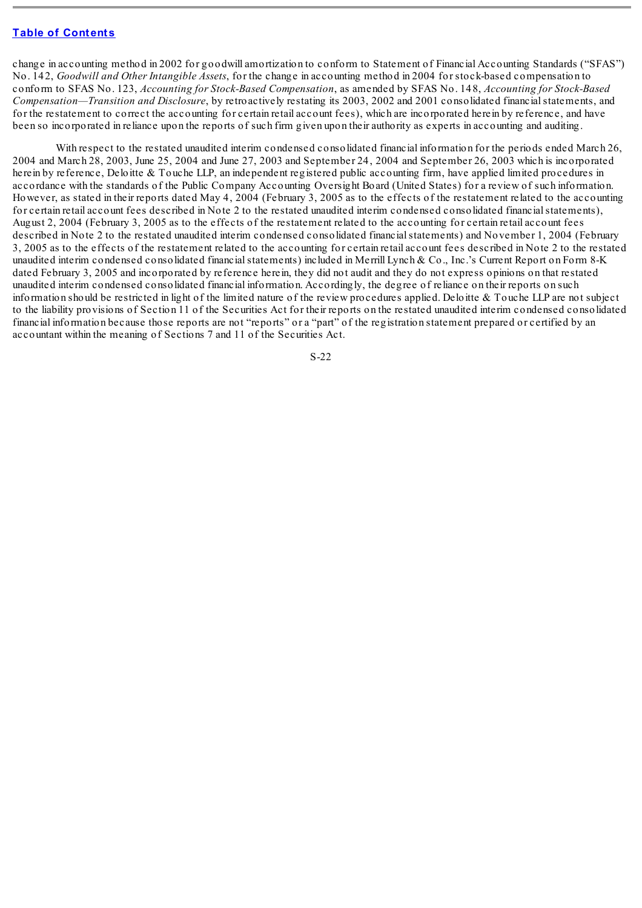change in accounting method in 2002 for goodwill amortization to conform to Statement of Financial Accounting Standards ("SFAS") No. 142, *Goodwill and Other Intangible Assets*, for the change in accounting method in 2004 for stock-based compensation to conform to SFAS No. 123, *Accounting for Stock-Based Compensation*, as amended by SFAS No. 148, *Accounting for Stock-Based Compensation—Transition and Disclosure*, by retroactively restating its 2003, 2002 and 2001 consolidated financial statements, and for the restatement to correct the accounting for certain retail account fees), which are incorporated herein by reference, and have been so incorporated in reliance upon the reports of such firm given upon their authority as experts in accounting and auditing.

With respect to the restated unaudited interim condensed consolidated financial information for the periods ended March 26, 2004 and March 28, 2003, June 25, 2004 and June 27, 2003 and September 24, 2004 and September 26, 2003 which is incorporated herein by reference, Deloitte & Touche LLP, an independent registered public accounting firm, have applied limited procedures in accordance with the standards of the Public Company Accounting Oversight Board (United States) for a review of such information. However, as stated in their reports dated May 4, 2004 (February 3, 2005 as to the effects of the restatement related to the accounting for certain retail account fees described in Note 2 to the restated unaudited interim condensed consolidated financial statements), August 2, 2004 (February 3, 2005 as to the effects of the restatement related to the accounting for certain retail account fees described in Note 2 to the restated unaudited interim condensed consolidated financial statements) and November 1, 2004 (February 3, 2005 as to the effects of the restatement related to the accounting for certain retail account fees described in Note 2 to the restated unaudited interim condensed consolidated financial statements) included in Merrill Lynch & Co., Inc.'s Current Report on Form 8-K dated February 3, 2005 and incorporated by reference herein, they did not audit and they do not express opinions on that restated unaudited interim condensed consolidated financial information. Accordingly, the degree of reliance on their reports on such information should be restricted in light of the limited nature of the review procedures applied. Deloitte & Touche LLP are not subject to the liability provisions of Section 11 of the Securities Act for their reports on the restated unaudited interim condensed consolidated financial information because those reports are not "reports" or a "part" of the registration statement prepared or certified by an accountant within the meaning of Sections 7 and 11 of the Securities Act.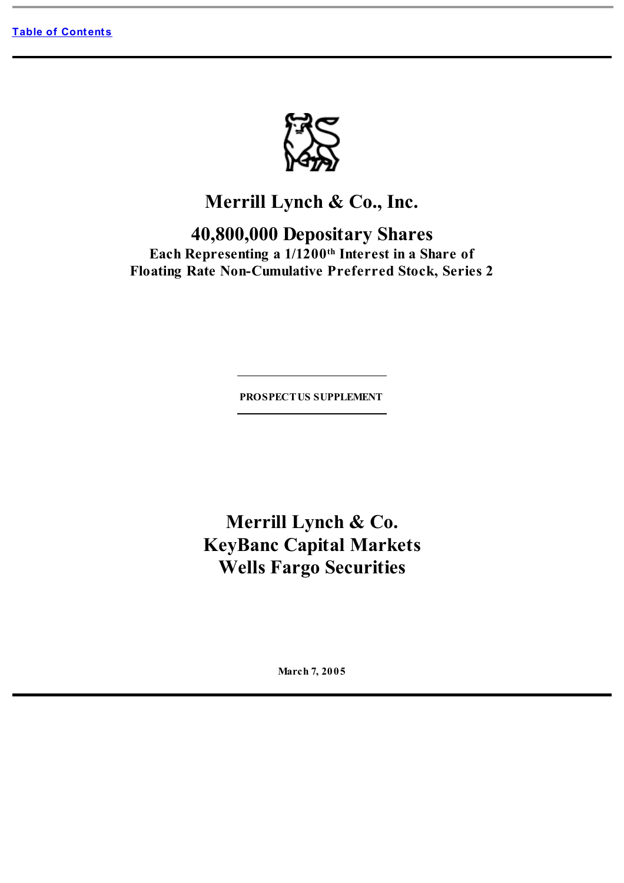[Table of Contents]

# Merrill Lynch & Co., Inc.

## 40,800,000 Depositary Shares

**Each Representing a 1/1200th Interest in a Share of**
**Floating Rate Non-Cumulative Preferred Stock, Series 2**

---

**PROSPECTUS SUPPLEMENT**

---

**Merrill Lynch & Co.**
**KeyBanc Capital Markets**
**Wells Fargo Securities**

**March 7, 2005**